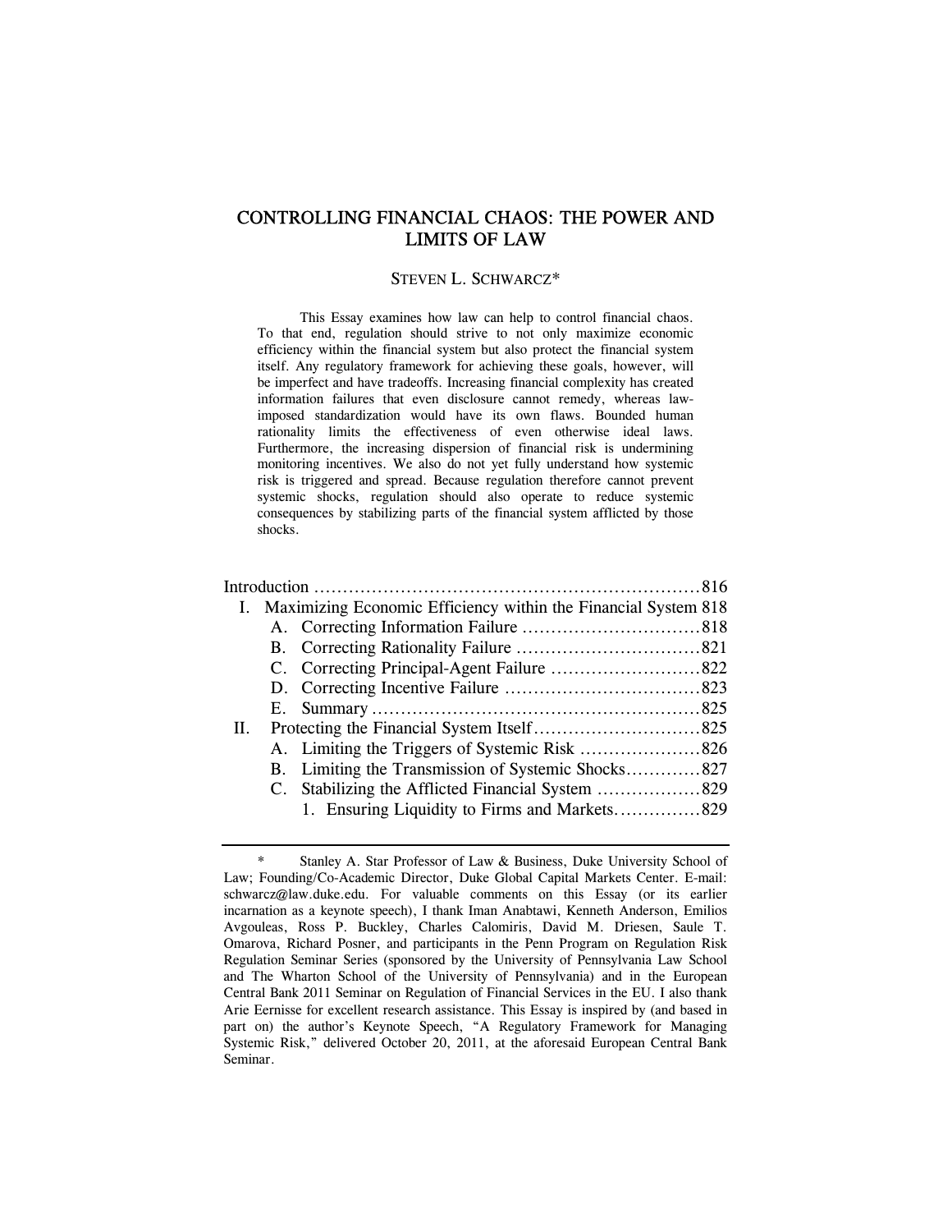# CONTROLLING FINANCIAL CHAOS: THE POWER AND LIMITS OF LAW

STEVEN L. SCHWARCZ*

This Essay examines how law can help to control financial chaos. To that end, regulation should strive to not only maximize economic efficiency within the financial system but also protect the financial system itself. Any regulatory framework for achieving these goals, however, will be imperfect and have tradeoffs. Increasing financial complexity has created information failures that even disclosure cannot remedy, whereas law-imposed standardization would have its own flaws. Bounded human rationality limits the effectiveness of even otherwise ideal laws. Furthermore, the increasing dispersion of financial risk is undermining monitoring incentives. We also do not yet fully understand how systemic risk is triggered and spread. Because regulation therefore cannot prevent systemic shocks, regulation should also operate to reduce systemic consequences by stabilizing parts of the financial system afflicted by those shocks.

Introduction ......................................................................816

- I. Maximizing Economic Efficiency within the Financial System 818
  - A. Correcting Information Failure ..............................818
  - B. Correcting Rationality Failure ...............................821
  - C. Correcting Principal-Agent Failure .........................822
  - D. Correcting Incentive Failure .................................823
  - E. Summary ........................................................825
- II. Protecting the Financial System Itself ............................825
  - A. Limiting the Triggers of Systemic Risk ....................826
  - B. Limiting the Transmission of Systemic Shocks ............827
  - C. Stabilizing the Afflicted Financial System ..................829
    - 1. Ensuring Liquidity to Firms and Markets ...............829

---

\* Stanley A. Star Professor of Law & Business, Duke University School of Law; Founding/Co-Academic Director, Duke Global Capital Markets Center. E-mail: schwarcz@law.duke.edu. For valuable comments on this Essay (or its earlier incarnation as a keynote speech), I thank Iman Anabtawi, Kenneth Anderson, Emilios Avgouleas, Ross P. Buckley, Charles Calomiris, David M. Driesen, Saule T. Omarova, Richard Posner, and participants in the Penn Program on Regulation Risk Regulation Seminar Series (sponsored by the University of Pennsylvania Law School and The Wharton School of the University of Pennsylvania) and in the European Central Bank 2011 Seminar on Regulation of Financial Services in the EU. I also thank Arie Eernisse for excellent research assistance. This Essay is inspired by (and based in part on) the author's Keynote Speech, "A Regulatory Framework for Managing Systemic Risk," delivered October 20, 2011, at the aforesaid European Central Bank Seminar.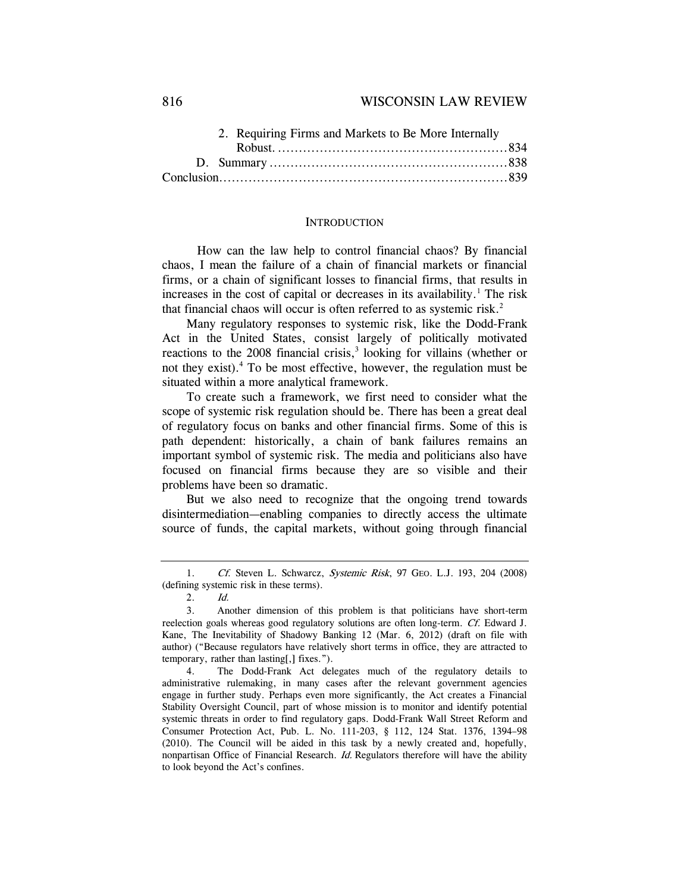2. Requiring Firms and Markets to Be More Internally Robust. .......................................................834

D. Summary ........................................................838

Conclusion....................................................................839

## INTRODUCTION

How can the law help to control financial chaos? By financial chaos, I mean the failure of a chain of financial markets or financial firms, or a chain of significant losses to financial firms, that results in increases in the cost of capital or decreases in its availability.[1] The risk that financial chaos will occur is often referred to as systemic risk.[2]

Many regulatory responses to systemic risk, like the Dodd-Frank Act in the United States, consist largely of politically motivated reactions to the 2008 financial crisis,[3] looking for villains (whether or not they exist).[4] To be most effective, however, the regulation must be situated within a more analytical framework.

To create such a framework, we first need to consider what the scope of systemic risk regulation should be. There has been a great deal of regulatory focus on banks and other financial firms. Some of this is path dependent: historically, a chain of bank failures remains an important symbol of systemic risk. The media and politicians also have focused on financial firms because they are so visible and their problems have been so dramatic.

But we also need to recognize that the ongoing trend towards disintermediation—enabling companies to directly access the ultimate source of funds, the capital markets, without going through financial

---

1. *Cf.* Steven L. Schwarcz, *Systemic Risk*, 97 GEO. L.J. 193, 204 (2008) (defining systemic risk in these terms).

2. *Id.*

3. Another dimension of this problem is that politicians have short-term reelection goals whereas good regulatory solutions are often long-term. *Cf.* Edward J. Kane, The Inevitability of Shadowy Banking 12 (Mar. 6, 2012) (draft on file with author) ("Because regulators have relatively short terms in office, they are attracted to temporary, rather than lasting[,] fixes.").

4. The Dodd-Frank Act delegates much of the regulatory details to administrative rulemaking, in many cases after the relevant government agencies engage in further study. Perhaps even more significantly, the Act creates a Financial Stability Oversight Council, part of whose mission is to monitor and identify potential systemic threats in order to find regulatory gaps. Dodd-Frank Wall Street Reform and Consumer Protection Act, Pub. L. No. 111-203, § 112, 124 Stat. 1376, 1394–98 (2010). The Council will be aided in this task by a newly created and, hopefully, nonpartisan Office of Financial Research. *Id.* Regulators therefore will have the ability to look beyond the Act's confines.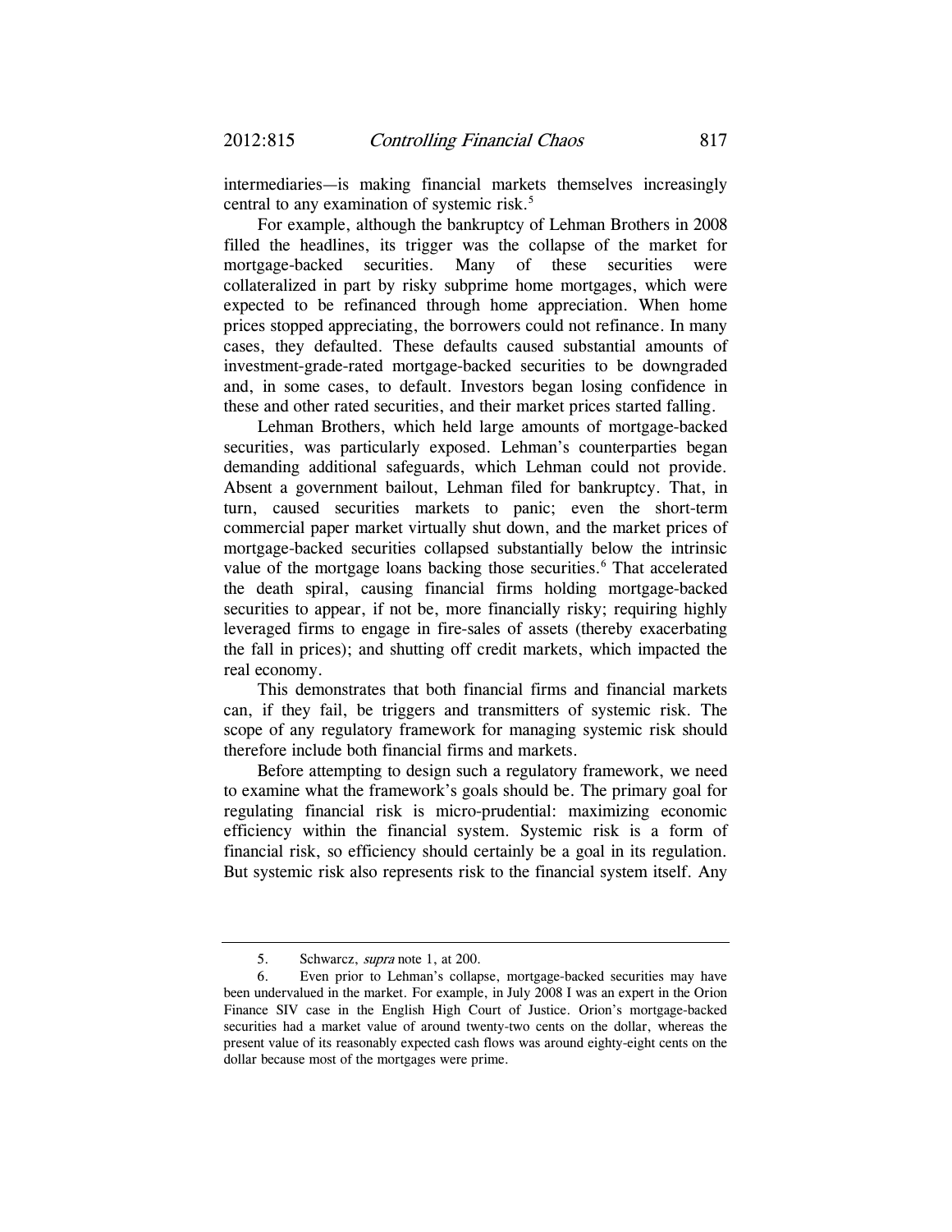intermediaries—is making financial markets themselves increasingly central to any examination of systemic risk.[5]

For example, although the bankruptcy of Lehman Brothers in 2008 filled the headlines, its trigger was the collapse of the market for mortgage-backed securities. Many of these securities were collateralized in part by risky subprime home mortgages, which were expected to be refinanced through home appreciation. When home prices stopped appreciating, the borrowers could not refinance. In many cases, they defaulted. These defaults caused substantial amounts of investment-grade-rated mortgage-backed securities to be downgraded and, in some cases, to default. Investors began losing confidence in these and other rated securities, and their market prices started falling.

Lehman Brothers, which held large amounts of mortgage-backed securities, was particularly exposed. Lehman's counterparties began demanding additional safeguards, which Lehman could not provide. Absent a government bailout, Lehman filed for bankruptcy. That, in turn, caused securities markets to panic; even the short-term commercial paper market virtually shut down, and the market prices of mortgage-backed securities collapsed substantially below the intrinsic value of the mortgage loans backing those securities.[6] That accelerated the death spiral, causing financial firms holding mortgage-backed securities to appear, if not be, more financially risky; requiring highly leveraged firms to engage in fire-sales of assets (thereby exacerbating the fall in prices); and shutting off credit markets, which impacted the real economy.

This demonstrates that both financial firms and financial markets can, if they fail, be triggers and transmitters of systemic risk. The scope of any regulatory framework for managing systemic risk should therefore include both financial firms and markets.

Before attempting to design such a regulatory framework, we need to examine what the framework's goals should be. The primary goal for regulating financial risk is micro-prudential: maximizing economic efficiency within the financial system. Systemic risk is a form of financial risk, so efficiency should certainly be a goal in its regulation. But systemic risk also represents risk to the financial system itself. Any

---

5. Schwarcz, *supra* note 1, at 200.

6. Even prior to Lehman's collapse, mortgage-backed securities may have been undervalued in the market. For example, in July 2008 I was an expert in the Orion Finance SIV case in the English High Court of Justice. Orion's mortgage-backed securities had a market value of around twenty-two cents on the dollar, whereas the present value of its reasonably expected cash flows was around eighty-eight cents on the dollar because most of the mortgages were prime.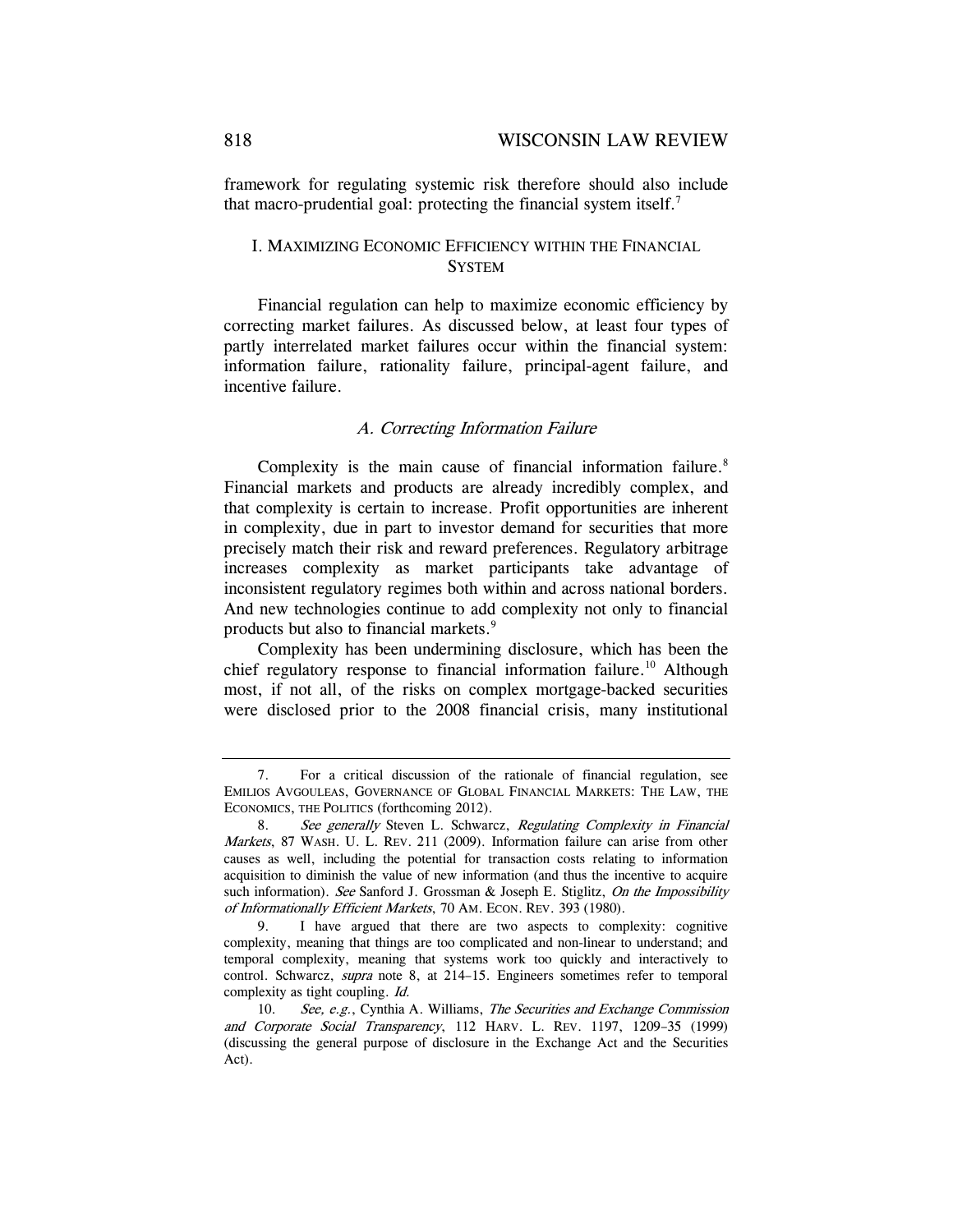framework for regulating systemic risk therefore should also include that macro-prudential goal: protecting the financial system itself.[7]

## I. MAXIMIZING ECONOMIC EFFICIENCY WITHIN THE FINANCIAL SYSTEM

Financial regulation can help to maximize economic efficiency by correcting market failures. As discussed below, at least four types of partly interrelated market failures occur within the financial system: information failure, rationality failure, principal-agent failure, and incentive failure.

### *A. Correcting Information Failure*

Complexity is the main cause of financial information failure.[8] Financial markets and products are already incredibly complex, and that complexity is certain to increase. Profit opportunities are inherent in complexity, due in part to investor demand for securities that more precisely match their risk and reward preferences. Regulatory arbitrage increases complexity as market participants take advantage of inconsistent regulatory regimes both within and across national borders. And new technologies continue to add complexity not only to financial products but also to financial markets.[9]

Complexity has been undermining disclosure, which has been the chief regulatory response to financial information failure.[10] Although most, if not all, of the risks on complex mortgage-backed securities were disclosed prior to the 2008 financial crisis, many institutional

---

7. For a critical discussion of the rationale of financial regulation, see EMILIOS AVGOULEAS, GOVERNANCE OF GLOBAL FINANCIAL MARKETS: THE LAW, THE ECONOMICS, THE POLITICS (forthcoming 2012).

8. *See generally* Steven L. Schwarcz, *Regulating Complexity in Financial Markets*, 87 WASH. U. L. REV. 211 (2009). Information failure can arise from other causes as well, including the potential for transaction costs relating to information acquisition to diminish the value of new information (and thus the incentive to acquire such information). *See* Sanford J. Grossman & Joseph E. Stiglitz, *On the Impossibility of Informationally Efficient Markets*, 70 AM. ECON. REV. 393 (1980).

9. I have argued that there are two aspects to complexity: cognitive complexity, meaning that things are too complicated and non-linear to understand; and temporal complexity, meaning that systems work too quickly and interactively to control. Schwarcz, *supra* note 8, at 214–15. Engineers sometimes refer to temporal complexity as tight coupling. *Id.*

10. *See, e.g.*, Cynthia A. Williams, *The Securities and Exchange Commission and Corporate Social Transparency*, 112 HARV. L. REV. 1197, 1209–35 (1999) (discussing the general purpose of disclosure in the Exchange Act and the Securities Act).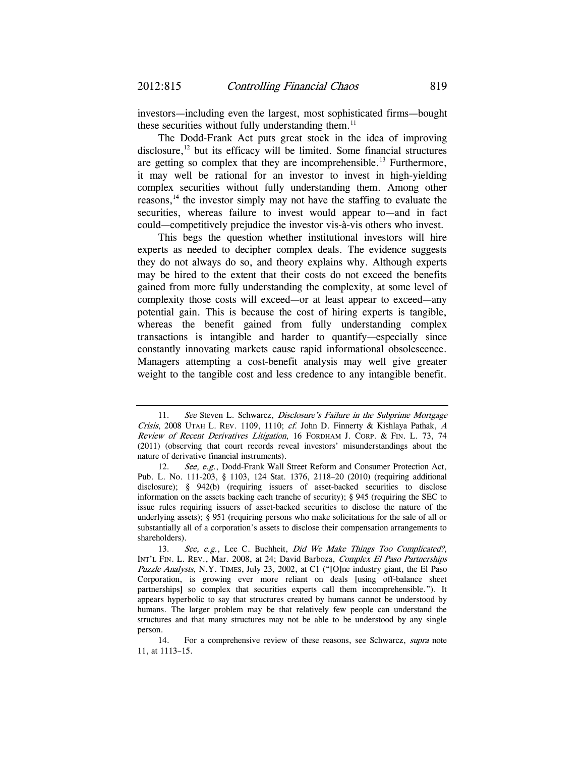investors—including even the largest, most sophisticated firms—bought these securities without fully understanding them.[11]

The Dodd-Frank Act puts great stock in the idea of improving disclosure,[12] but its efficacy will be limited. Some financial structures are getting so complex that they are incomprehensible.[13] Furthermore, it may well be rational for an investor to invest in high-yielding complex securities without fully understanding them. Among other reasons,[14] the investor simply may not have the staffing to evaluate the securities, whereas failure to invest would appear to—and in fact could—competitively prejudice the investor vis-à-vis others who invest.

This begs the question whether institutional investors will hire experts as needed to decipher complex deals. The evidence suggests they do not always do so, and theory explains why. Although experts may be hired to the extent that their costs do not exceed the benefits gained from more fully understanding the complexity, at some level of complexity those costs will exceed—or at least appear to exceed—any potential gain. This is because the cost of hiring experts is tangible, whereas the benefit gained from fully understanding complex transactions is intangible and harder to quantify—especially since constantly innovating markets cause rapid informational obsolescence. Managers attempting a cost-benefit analysis may well give greater weight to the tangible cost and less credence to any intangible benefit.

---

11. *See* Steven L. Schwarcz, *Disclosure's Failure in the Subprime Mortgage Crisis*, 2008 UTAH L. REV. 1109, 1110; *cf.* John D. Finnerty & Kishlaya Pathak, *A Review of Recent Derivatives Litigation*, 16 FORDHAM J. CORP. & FIN. L. 73, 74 (2011) (observing that court records reveal investors' misunderstandings about the nature of derivative financial instruments).

12. *See, e.g.*, Dodd-Frank Wall Street Reform and Consumer Protection Act, Pub. L. No. 111-203, § 1103, 124 Stat. 1376, 2118–20 (2010) (requiring additional disclosure); § 942(b) (requiring issuers of asset-backed securities to disclose information on the assets backing each tranche of security); § 945 (requiring the SEC to issue rules requiring issuers of asset-backed securities to disclose the nature of the underlying assets); § 951 (requiring persons who make solicitations for the sale of all or substantially all of a corporation's assets to disclose their compensation arrangements to shareholders).

13. *See, e.g.*, Lee C. Buchheit, *Did We Make Things Too Complicated?*, INT'L FIN. L. REV., Mar. 2008, at 24; David Barboza, *Complex El Paso Partnerships Puzzle Analysts*, N.Y. TIMES, July 23, 2002, at C1 ("[O]ne industry giant, the El Paso Corporation, is growing ever more reliant on deals [using off-balance sheet partnerships] so complex that securities experts call them incomprehensible."). It appears hyperbolic to say that structures created by humans cannot be understood by humans. The larger problem may be that relatively few people can understand the structures and that many structures may not be able to be understood by any single person.

14. For a comprehensive review of these reasons, see Schwarcz, *supra* note 11, at 1113–15.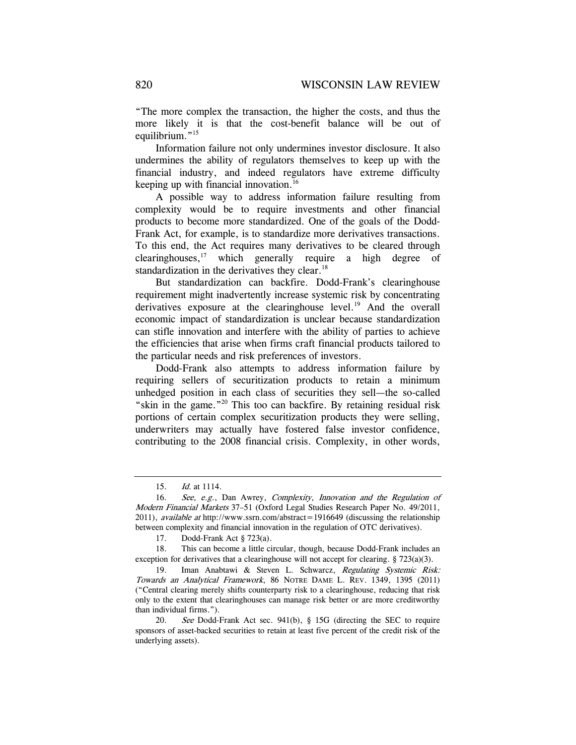"The more complex the transaction, the higher the costs, and thus the more likely it is that the cost-benefit balance will be out of equilibrium."[15]

Information failure not only undermines investor disclosure. It also undermines the ability of regulators themselves to keep up with the financial industry, and indeed regulators have extreme difficulty keeping up with financial innovation.[16]

A possible way to address information failure resulting from complexity would be to require investments and other financial products to become more standardized. One of the goals of the Dodd-Frank Act, for example, is to standardize more derivatives transactions. To this end, the Act requires many derivatives to be cleared through clearinghouses,[17] which generally require a high degree of standardization in the derivatives they clear.[18]

But standardization can backfire. Dodd-Frank's clearinghouse requirement might inadvertently increase systemic risk by concentrating derivatives exposure at the clearinghouse level.[19] And the overall economic impact of standardization is unclear because standardization can stifle innovation and interfere with the ability of parties to achieve the efficiencies that arise when firms craft financial products tailored to the particular needs and risk preferences of investors.

Dodd-Frank also attempts to address information failure by requiring sellers of securitization products to retain a minimum unhedged position in each class of securities they sell—the so-called "skin in the game."[20] This too can backfire. By retaining residual risk portions of certain complex securitization products they were selling, underwriters may actually have fostered false investor confidence, contributing to the 2008 financial crisis. Complexity, in other words,

---

15. *Id.* at 1114.

16. *See, e.g.*, Dan Awrey, *Complexity, Innovation and the Regulation of Modern Financial Markets* 37–51 (Oxford Legal Studies Research Paper No. 49/2011, 2011), *available at* http://www.ssrn.com/abstract=1916649 (discussing the relationship between complexity and financial innovation in the regulation of OTC derivatives).

17. Dodd-Frank Act § 723(a).

18. This can become a little circular, though, because Dodd-Frank includes an exception for derivatives that a clearinghouse will not accept for clearing. § 723(a)(3).

19. Iman Anabtawi & Steven L. Schwarcz, *Regulating Systemic Risk: Towards an Analytical Framework*, 86 NOTRE DAME L. REV. 1349, 1395 (2011) ("Central clearing merely shifts counterparty risk to a clearinghouse, reducing that risk only to the extent that clearinghouses can manage risk better or are more creditworthy than individual firms.").

20. *See* Dodd-Frank Act sec. 941(b), § 15G (directing the SEC to require sponsors of asset-backed securities to retain at least five percent of the credit risk of the underlying assets).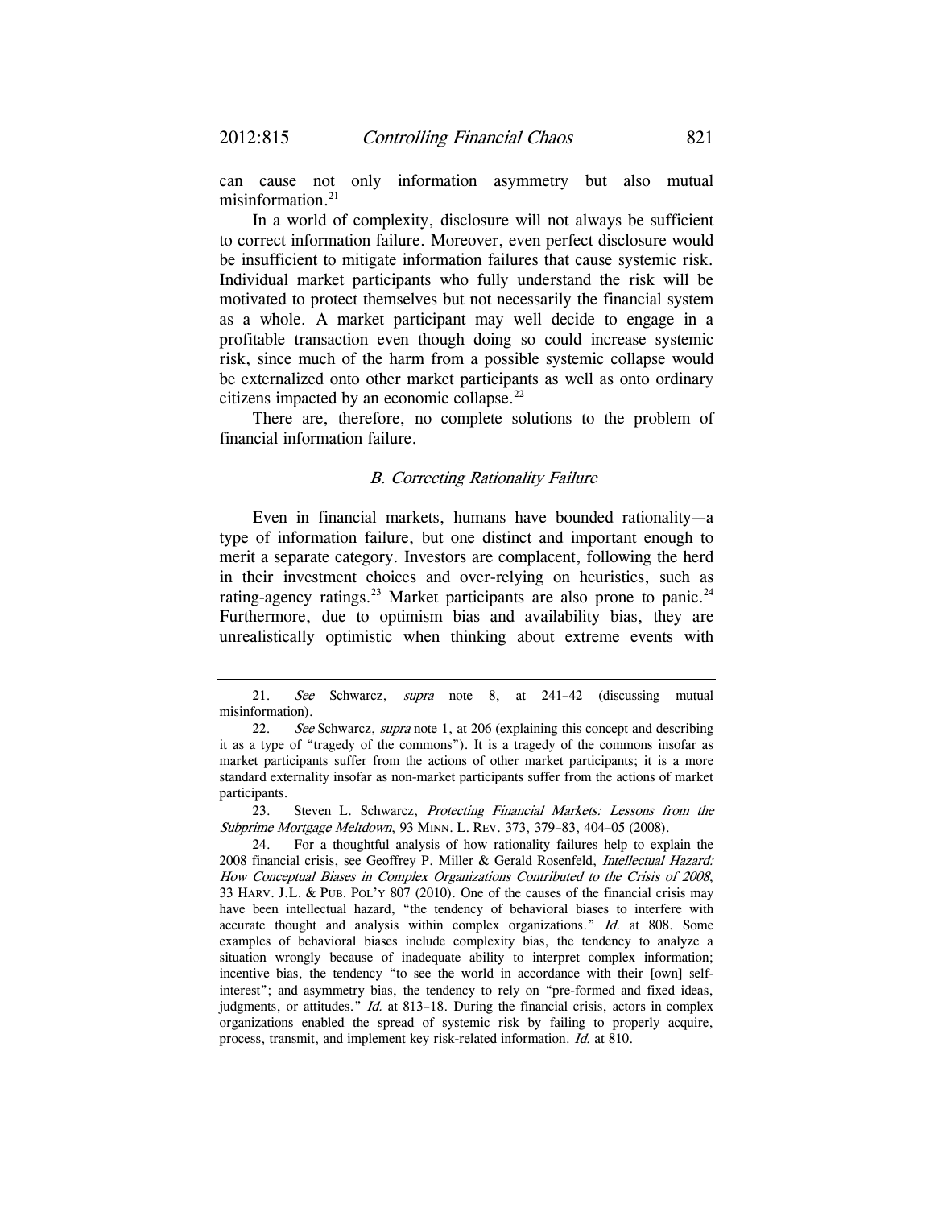can cause not only information asymmetry but also mutual misinformation.[21]

In a world of complexity, disclosure will not always be sufficient to correct information failure. Moreover, even perfect disclosure would be insufficient to mitigate information failures that cause systemic risk. Individual market participants who fully understand the risk will be motivated to protect themselves but not necessarily the financial system as a whole. A market participant may well decide to engage in a profitable transaction even though doing so could increase systemic risk, since much of the harm from a possible systemic collapse would be externalized onto other market participants as well as onto ordinary citizens impacted by an economic collapse.[22]

There are, therefore, no complete solutions to the problem of financial information failure.

### *B. Correcting Rationality Failure*

Even in financial markets, humans have bounded rationality—a type of information failure, but one distinct and important enough to merit a separate category. Investors are complacent, following the herd in their investment choices and over-relying on heuristics, such as rating-agency ratings.[23] Market participants are also prone to panic.[24] Furthermore, due to optimism bias and availability bias, they are unrealistically optimistic when thinking about extreme events with

---

21. *See* Schwarcz, *supra* note 8, at 241–42 (discussing mutual misinformation).

22. *See* Schwarcz, *supra* note 1, at 206 (explaining this concept and describing it as a type of "tragedy of the commons"). It is a tragedy of the commons insofar as market participants suffer from the actions of other market participants; it is a more standard externality insofar as non-market participants suffer from the actions of market participants.

23. Steven L. Schwarcz, *Protecting Financial Markets: Lessons from the Subprime Mortgage Meltdown*, 93 MINN. L. REV. 373, 379–83, 404–05 (2008).

24. For a thoughtful analysis of how rationality failures help to explain the 2008 financial crisis, see Geoffrey P. Miller & Gerald Rosenfeld, *Intellectual Hazard: How Conceptual Biases in Complex Organizations Contributed to the Crisis of 2008*, 33 HARV. J.L. & PUB. POL'Y 807 (2010). One of the causes of the financial crisis may have been intellectual hazard, "the tendency of behavioral biases to interfere with accurate thought and analysis within complex organizations." *Id.* at 808. Some examples of behavioral biases include complexity bias, the tendency to analyze a situation wrongly because of inadequate ability to interpret complex information; incentive bias, the tendency "to see the world in accordance with their [own] self-interest"; and asymmetry bias, the tendency to rely on "pre-formed and fixed ideas, judgments, or attitudes." *Id.* at 813–18. During the financial crisis, actors in complex organizations enabled the spread of systemic risk by failing to properly acquire, process, transmit, and implement key risk-related information. *Id.* at 810.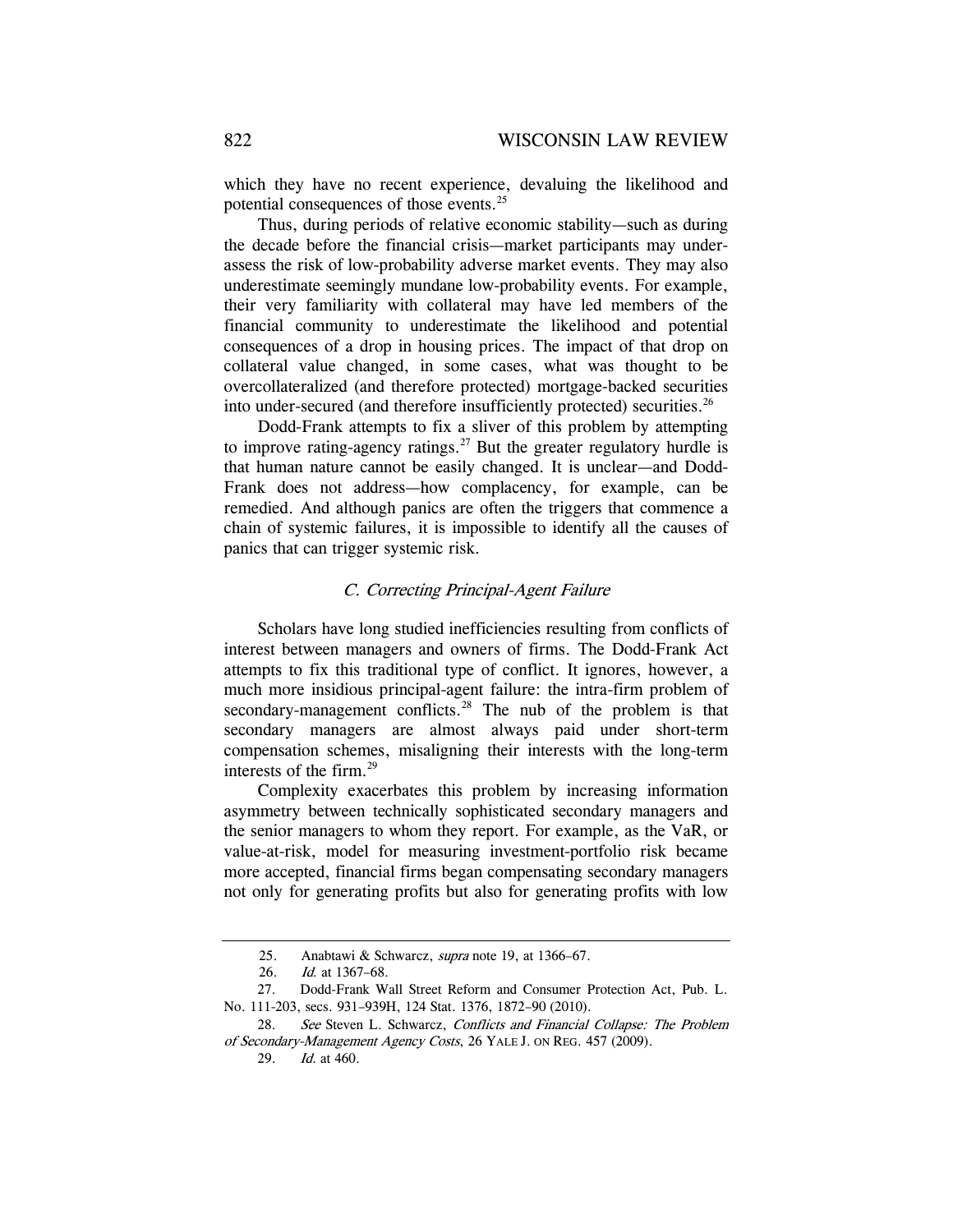which they have no recent experience, devaluing the likelihood and potential consequences of those events.[25]

Thus, during periods of relative economic stability—such as during the decade before the financial crisis—market participants may under-assess the risk of low-probability adverse market events. They may also underestimate seemingly mundane low-probability events. For example, their very familiarity with collateral may have led members of the financial community to underestimate the likelihood and potential consequences of a drop in housing prices. The impact of that drop on collateral value changed, in some cases, what was thought to be overcollateralized (and therefore protected) mortgage-backed securities into under-secured (and therefore insufficiently protected) securities.[26]

Dodd-Frank attempts to fix a sliver of this problem by attempting to improve rating-agency ratings.[27] But the greater regulatory hurdle is that human nature cannot be easily changed. It is unclear—and Dodd-Frank does not address—how complacency, for example, can be remedied. And although panics are often the triggers that commence a chain of systemic failures, it is impossible to identify all the causes of panics that can trigger systemic risk.

### *C. Correcting Principal-Agent Failure*

Scholars have long studied inefficiencies resulting from conflicts of interest between managers and owners of firms. The Dodd-Frank Act attempts to fix this traditional type of conflict. It ignores, however, a much more insidious principal-agent failure: the intra-firm problem of secondary-management conflicts.[28] The nub of the problem is that secondary managers are almost always paid under short-term compensation schemes, misaligning their interests with the long-term interests of the firm.[29]

Complexity exacerbates this problem by increasing information asymmetry between technically sophisticated secondary managers and the senior managers to whom they report. For example, as the VaR, or value-at-risk, model for measuring investment-portfolio risk became more accepted, financial firms began compensating secondary managers not only for generating profits but also for generating profits with low

---

25. Anabtawi & Schwarcz, *supra* note 19, at 1366–67.

26. *Id.* at 1367–68.

27. Dodd-Frank Wall Street Reform and Consumer Protection Act, Pub. L. No. 111-203, secs. 931–939H, 124 Stat. 1376, 1872–90 (2010).

28. *See* Steven L. Schwarcz, *Conflicts and Financial Collapse: The Problem of Secondary-Management Agency Costs*, 26 YALE J. ON REG. 457 (2009).

29. *Id.* at 460.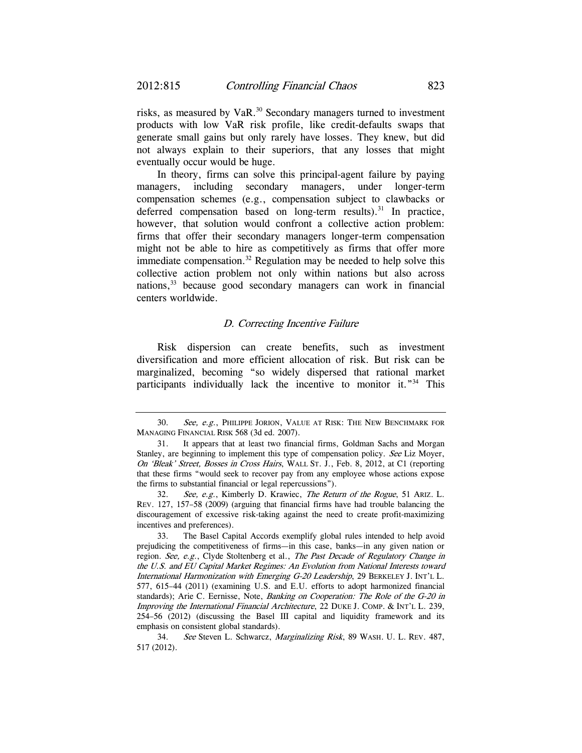risks, as measured by VaR.[30] Secondary managers turned to investment products with low VaR risk profile, like credit-defaults swaps that generate small gains but only rarely have losses. They knew, but did not always explain to their superiors, that any losses that might eventually occur would be huge.

In theory, firms can solve this principal-agent failure by paying managers, including secondary managers, under longer-term compensation schemes (e.g., compensation subject to clawbacks or deferred compensation based on long-term results).[31] In practice, however, that solution would confront a collective action problem: firms that offer their secondary managers longer-term compensation might not be able to hire as competitively as firms that offer more immediate compensation.[32] Regulation may be needed to help solve this collective action problem not only within nations but also across nations,[33] because good secondary managers can work in financial centers worldwide.

### *D. Correcting Incentive Failure*

Risk dispersion can create benefits, such as investment diversification and more efficient allocation of risk. But risk can be marginalized, becoming "so widely dispersed that rational market participants individually lack the incentive to monitor it."[34] This

---

30. *See, e.g.*, PHILIPPE JORION, VALUE AT RISK: THE NEW BENCHMARK FOR MANAGING FINANCIAL RISK 568 (3d ed. 2007).

31. It appears that at least two financial firms, Goldman Sachs and Morgan Stanley, are beginning to implement this type of compensation policy. *See* Liz Moyer, *On 'Bleak' Street, Bosses in Cross Hairs*, WALL ST. J., Feb. 8, 2012, at C1 (reporting that these firms "would seek to recover pay from any employee whose actions expose the firms to substantial financial or legal repercussions").

32. *See, e.g.*, Kimberly D. Krawiec, *The Return of the Rogue*, 51 ARIZ. L. REV. 127, 157–58 (2009) (arguing that financial firms have had trouble balancing the discouragement of excessive risk-taking against the need to create profit-maximizing incentives and preferences).

33. The Basel Capital Accords exemplify global rules intended to help avoid prejudicing the competitiveness of firms—in this case, banks—in any given nation or region. *See, e.g.*, Clyde Stoltenberg et al., *The Past Decade of Regulatory Change in the U.S. and EU Capital Market Regimes: An Evolution from National Interests toward International Harmonization with Emerging G-20 Leadership*, 29 BERKELEY J. INT'L L. 577, 615–44 (2011) (examining U.S. and E.U. efforts to adopt harmonized financial standards); Arie C. Eernisse, Note, *Banking on Cooperation: The Role of the G-20 in Improving the International Financial Architecture*, 22 DUKE J. COMP. & INT'L L. 239, 254–56 (2012) (discussing the Basel III capital and liquidity framework and its emphasis on consistent global standards).

34. *See* Steven L. Schwarcz, *Marginalizing Risk*, 89 WASH. U. L. REV. 487, 517 (2012).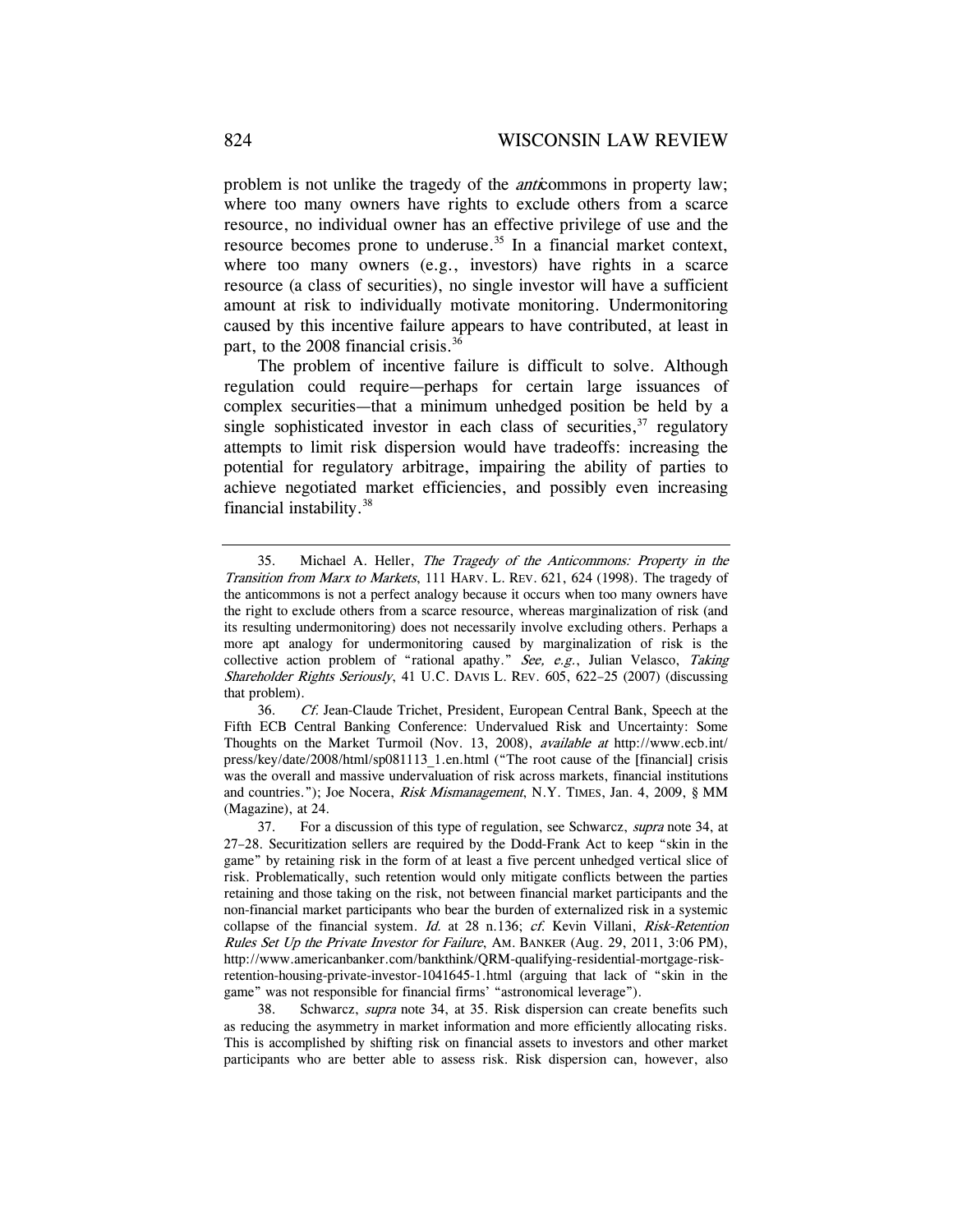problem is not unlike the tragedy of the *anti*commons in property law; where too many owners have rights to exclude others from a scarce resource, no individual owner has an effective privilege of use and the resource becomes prone to underuse.[35] In a financial market context, where too many owners (e.g., investors) have rights in a scarce resource (a class of securities), no single investor will have a sufficient amount at risk to individually motivate monitoring. Undermonitoring caused by this incentive failure appears to have contributed, at least in part, to the 2008 financial crisis.[36]

The problem of incentive failure is difficult to solve. Although regulation could require—perhaps for certain large issuances of complex securities—that a minimum unhedged position be held by a single sophisticated investor in each class of securities,[37] regulatory attempts to limit risk dispersion would have tradeoffs: increasing the potential for regulatory arbitrage, impairing the ability of parties to achieve negotiated market efficiencies, and possibly even increasing financial instability.[38]

---

35. Michael A. Heller, *The Tragedy of the Anticommons: Property in the Transition from Marx to Markets*, 111 HARV. L. REV. 621, 624 (1998). The tragedy of the anticommons is not a perfect analogy because it occurs when too many owners have the right to exclude others from a scarce resource, whereas marginalization of risk (and its resulting undermonitoring) does not necessarily involve excluding others. Perhaps a more apt analogy for undermonitoring caused by marginalization of risk is the collective action problem of "rational apathy." *See, e.g.*, Julian Velasco, *Taking Shareholder Rights Seriously*, 41 U.C. DAVIS L. REV. 605, 622–25 (2007) (discussing that problem).

36. *Cf.* Jean-Claude Trichet, President, European Central Bank, Speech at the Fifth ECB Central Banking Conference: Undervalued Risk and Uncertainty: Some Thoughts on the Market Turmoil (Nov. 13, 2008), *available at* http://www.ecb.int/press/key/date/2008/html/sp081113_1.en.html ("The root cause of the [financial] crisis was the overall and massive undervaluation of risk across markets, financial institutions and countries."); Joe Nocera, *Risk Mismanagement*, N.Y. TIMES, Jan. 4, 2009, § MM (Magazine), at 24.

37. For a discussion of this type of regulation, see Schwarcz, *supra* note 34, at 27–28. Securitization sellers are required by the Dodd-Frank Act to keep "skin in the game" by retaining risk in the form of at least a five percent unhedged vertical slice of risk. Problematically, such retention would only mitigate conflicts between the parties retaining and those taking on the risk, not between financial market participants and the non-financial market participants who bear the burden of externalized risk in a systemic collapse of the financial system. *Id.* at 28 n.136; *cf.* Kevin Villani, *Risk-Retention Rules Set Up the Private Investor for Failure*, AM. BANKER (Aug. 29, 2011, 3:06 PM), http://www.americanbanker.com/bankthink/QRM-qualifying-residential-mortgage-risk-retention-housing-private-investor-1041645-1.html (arguing that lack of "skin in the game" was not responsible for financial firms' "astronomical leverage").

38. Schwarcz, *supra* note 34, at 35. Risk dispersion can create benefits such as reducing the asymmetry in market information and more efficiently allocating risks. This is accomplished by shifting risk on financial assets to investors and other market participants who are better able to assess risk. Risk dispersion can, however, also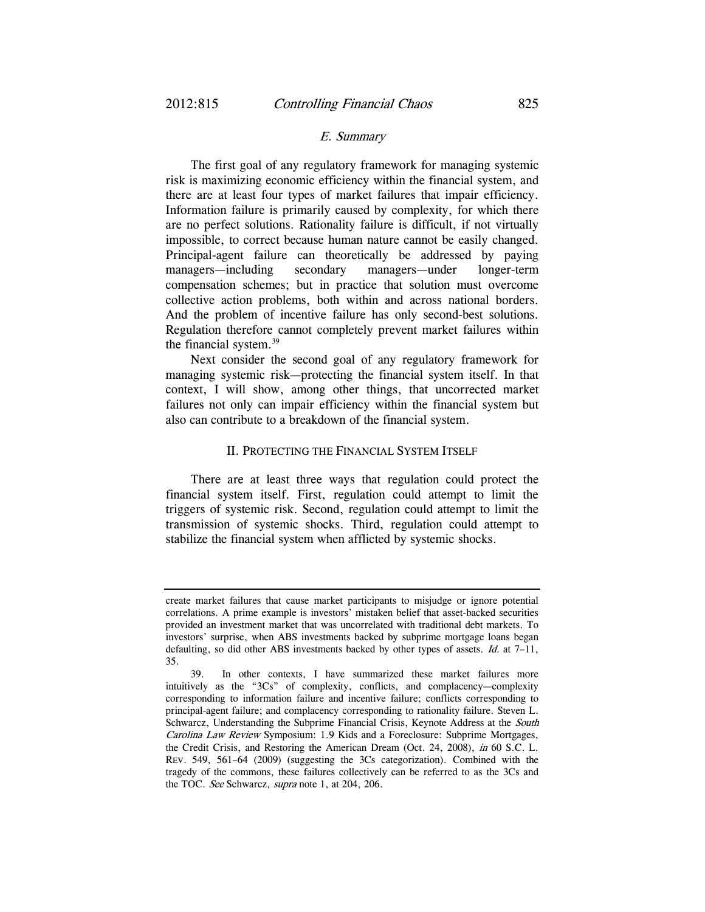### *E. Summary*

The first goal of any regulatory framework for managing systemic risk is maximizing economic efficiency within the financial system, and there are at least four types of market failures that impair efficiency. Information failure is primarily caused by complexity, for which there are no perfect solutions. Rationality failure is difficult, if not virtually impossible, to correct because human nature cannot be easily changed. Principal-agent failure can theoretically be addressed by paying managers—including secondary managers—under longer-term compensation schemes; but in practice that solution must overcome collective action problems, both within and across national borders. And the problem of incentive failure has only second-best solutions. Regulation therefore cannot completely prevent market failures within the financial system.[39]

Next consider the second goal of any regulatory framework for managing systemic risk—protecting the financial system itself. In that context, I will show, among other things, that uncorrected market failures not only can impair efficiency within the financial system but also can contribute to a breakdown of the financial system.

## II. PROTECTING THE FINANCIAL SYSTEM ITSELF

There are at least three ways that regulation could protect the financial system itself. First, regulation could attempt to limit the triggers of systemic risk. Second, regulation could attempt to limit the transmission of systemic shocks. Third, regulation could attempt to stabilize the financial system when afflicted by systemic shocks.

---

create market failures that cause market participants to misjudge or ignore potential correlations. A prime example is investors' mistaken belief that asset-backed securities provided an investment market that was uncorrelated with traditional debt markets. To investors' surprise, when ABS investments backed by subprime mortgage loans began defaulting, so did other ABS investments backed by other types of assets. *Id.* at 7–11, 35.

39. In other contexts, I have summarized these market failures more intuitively as the "3Cs" of complexity, conflicts, and complacency—complexity corresponding to information failure and incentive failure; conflicts corresponding to principal-agent failure; and complacency corresponding to rationality failure. Steven L. Schwarcz, Understanding the Subprime Financial Crisis, Keynote Address at the *South Carolina Law Review* Symposium: 1.9 Kids and a Foreclosure: Subprime Mortgages, the Credit Crisis, and Restoring the American Dream (Oct. 24, 2008), *in* 60 S.C. L. REV. 549, 561–64 (2009) (suggesting the 3Cs categorization). Combined with the tragedy of the commons, these failures collectively can be referred to as the 3Cs and the TOC. *See* Schwarcz, *supra* note 1, at 204, 206.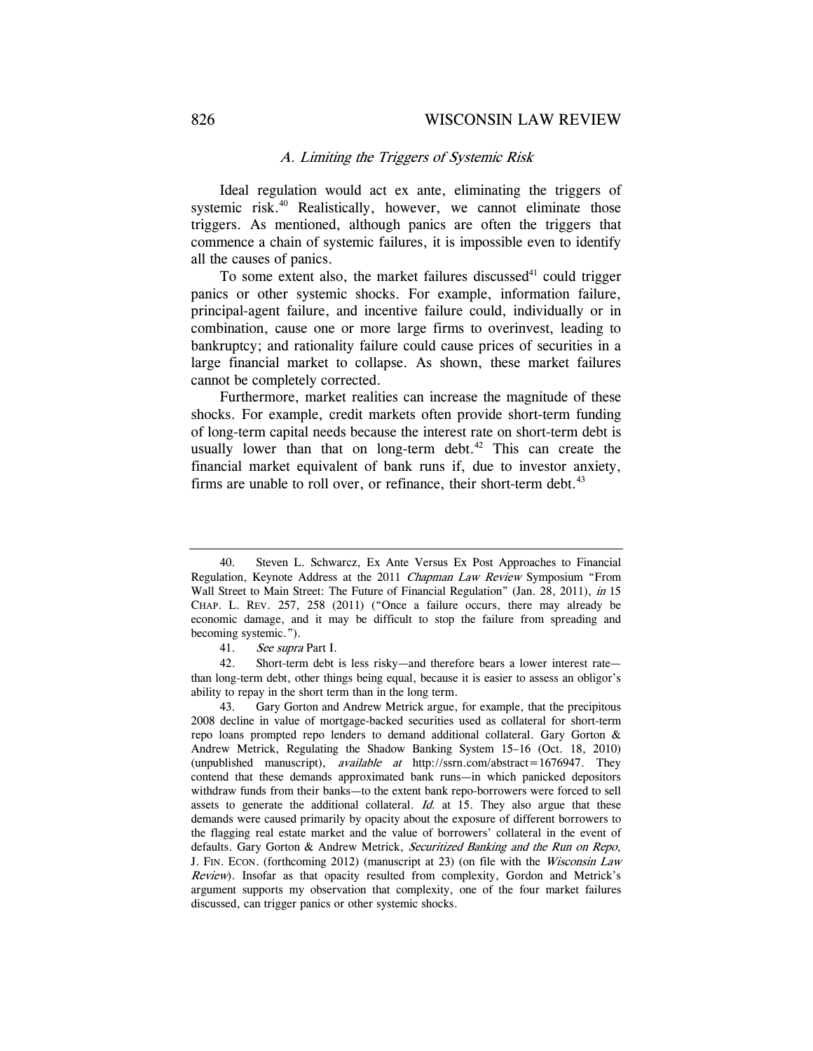### *A. Limiting the Triggers of Systemic Risk*

Ideal regulation would act ex ante, eliminating the triggers of systemic risk.[40] Realistically, however, we cannot eliminate those triggers. As mentioned, although panics are often the triggers that commence a chain of systemic failures, it is impossible even to identify all the causes of panics.

To some extent also, the market failures discussed[41] could trigger panics or other systemic shocks. For example, information failure, principal-agent failure, and incentive failure could, individually or in combination, cause one or more large firms to overinvest, leading to bankruptcy; and rationality failure could cause prices of securities in a large financial market to collapse. As shown, these market failures cannot be completely corrected.

Furthermore, market realities can increase the magnitude of these shocks. For example, credit markets often provide short-term funding of long-term capital needs because the interest rate on short-term debt is usually lower than that on long-term debt.[42] This can create the financial market equivalent of bank runs if, due to investor anxiety, firms are unable to roll over, or refinance, their short-term debt.[43]

---

40. Steven L. Schwarcz, Ex Ante Versus Ex Post Approaches to Financial Regulation, Keynote Address at the 2011 *Chapman Law Review* Symposium "From Wall Street to Main Street: The Future of Financial Regulation" (Jan. 28, 2011), *in* 15 CHAP. L. REV. 257, 258 (2011) ("Once a failure occurs, there may already be economic damage, and it may be difficult to stop the failure from spreading and becoming systemic.").

41. *See supra* Part I.

42. Short-term debt is less risky—and therefore bears a lower interest rate—than long-term debt, other things being equal, because it is easier to assess an obligor's ability to repay in the short term than in the long term.

43. Gary Gorton and Andrew Metrick argue, for example, that the precipitous 2008 decline in value of mortgage-backed securities used as collateral for short-term repo loans prompted repo lenders to demand additional collateral. Gary Gorton & Andrew Metrick, Regulating the Shadow Banking System 15–16 (Oct. 18, 2010) (unpublished manuscript), *available at* http://ssrn.com/abstract=1676947. They contend that these demands approximated bank runs—in which panicked depositors withdraw funds from their banks—to the extent bank repo-borrowers were forced to sell assets to generate the additional collateral. *Id.* at 15. They also argue that these demands were caused primarily by opacity about the exposure of different borrowers to the flagging real estate market and the value of borrowers' collateral in the event of defaults. Gary Gorton & Andrew Metrick, *Securitized Banking and the Run on Repo*, J. FIN. ECON. (forthcoming 2012) (manuscript at 23) (on file with the *Wisconsin Law Review*). Insofar as that opacity resulted from complexity, Gordon and Metrick's argument supports my observation that complexity, one of the four market failures discussed, can trigger panics or other systemic shocks.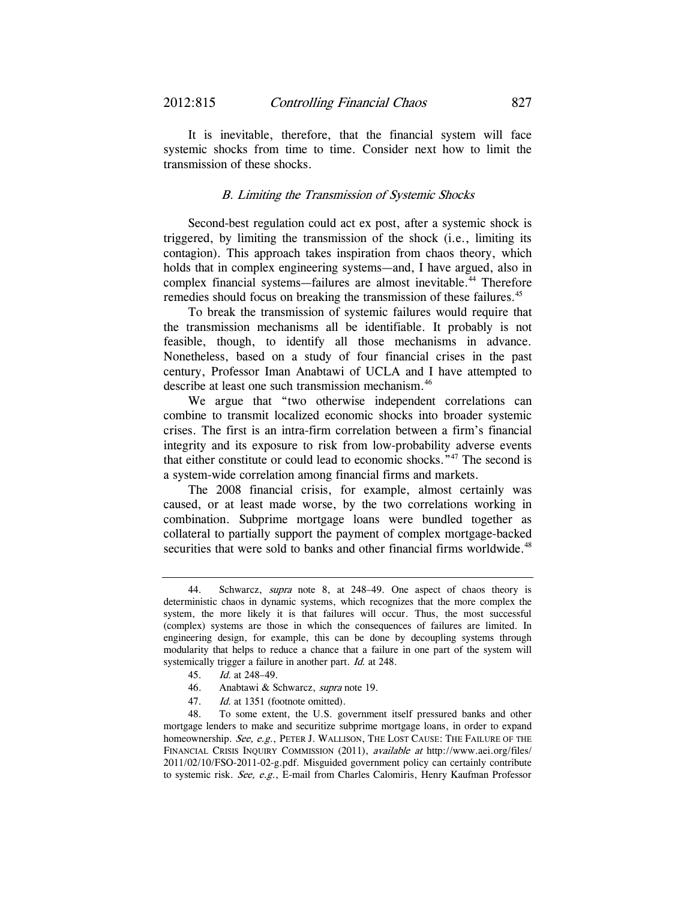It is inevitable, therefore, that the financial system will face systemic shocks from time to time. Consider next how to limit the transmission of these shocks.

### *B. Limiting the Transmission of Systemic Shocks*

Second-best regulation could act ex post, after a systemic shock is triggered, by limiting the transmission of the shock (i.e., limiting its contagion). This approach takes inspiration from chaos theory, which holds that in complex engineering systems—and, I have argued, also in complex financial systems—failures are almost inevitable.[44] Therefore remedies should focus on breaking the transmission of these failures.[45]

To break the transmission of systemic failures would require that the transmission mechanisms all be identifiable. It probably is not feasible, though, to identify all those mechanisms in advance. Nonetheless, based on a study of four financial crises in the past century, Professor Iman Anabtawi of UCLA and I have attempted to describe at least one such transmission mechanism.[46]

We argue that "two otherwise independent correlations can combine to transmit localized economic shocks into broader systemic crises. The first is an intra-firm correlation between a firm's financial integrity and its exposure to risk from low-probability adverse events that either constitute or could lead to economic shocks."[47] The second is a system-wide correlation among financial firms and markets.

The 2008 financial crisis, for example, almost certainly was caused, or at least made worse, by the two correlations working in combination. Subprime mortgage loans were bundled together as collateral to partially support the payment of complex mortgage-backed securities that were sold to banks and other financial firms worldwide.[48]

---

44. Schwarcz, *supra* note 8, at 248–49. One aspect of chaos theory is deterministic chaos in dynamic systems, which recognizes that the more complex the system, the more likely it is that failures will occur. Thus, the most successful (complex) systems are those in which the consequences of failures are limited. In engineering design, for example, this can be done by decoupling systems through modularity that helps to reduce a chance that a failure in one part of the system will systemically trigger a failure in another part. *Id.* at 248.

45. *Id.* at 248–49.

46. Anabtawi & Schwarcz, *supra* note 19.

47. *Id.* at 1351 (footnote omitted).

48. To some extent, the U.S. government itself pressured banks and other mortgage lenders to make and securitize subprime mortgage loans, in order to expand homeownership. *See, e.g.*, PETER J. WALLISON, THE LOST CAUSE: THE FAILURE OF THE FINANCIAL CRISIS INQUIRY COMMISSION (2011), *available at* http://www.aei.org/files/2011/02/10/FSO-2011-02-g.pdf. Misguided government policy can certainly contribute to systemic risk. *See, e.g.*, E-mail from Charles Calomiris, Henry Kaufman Professor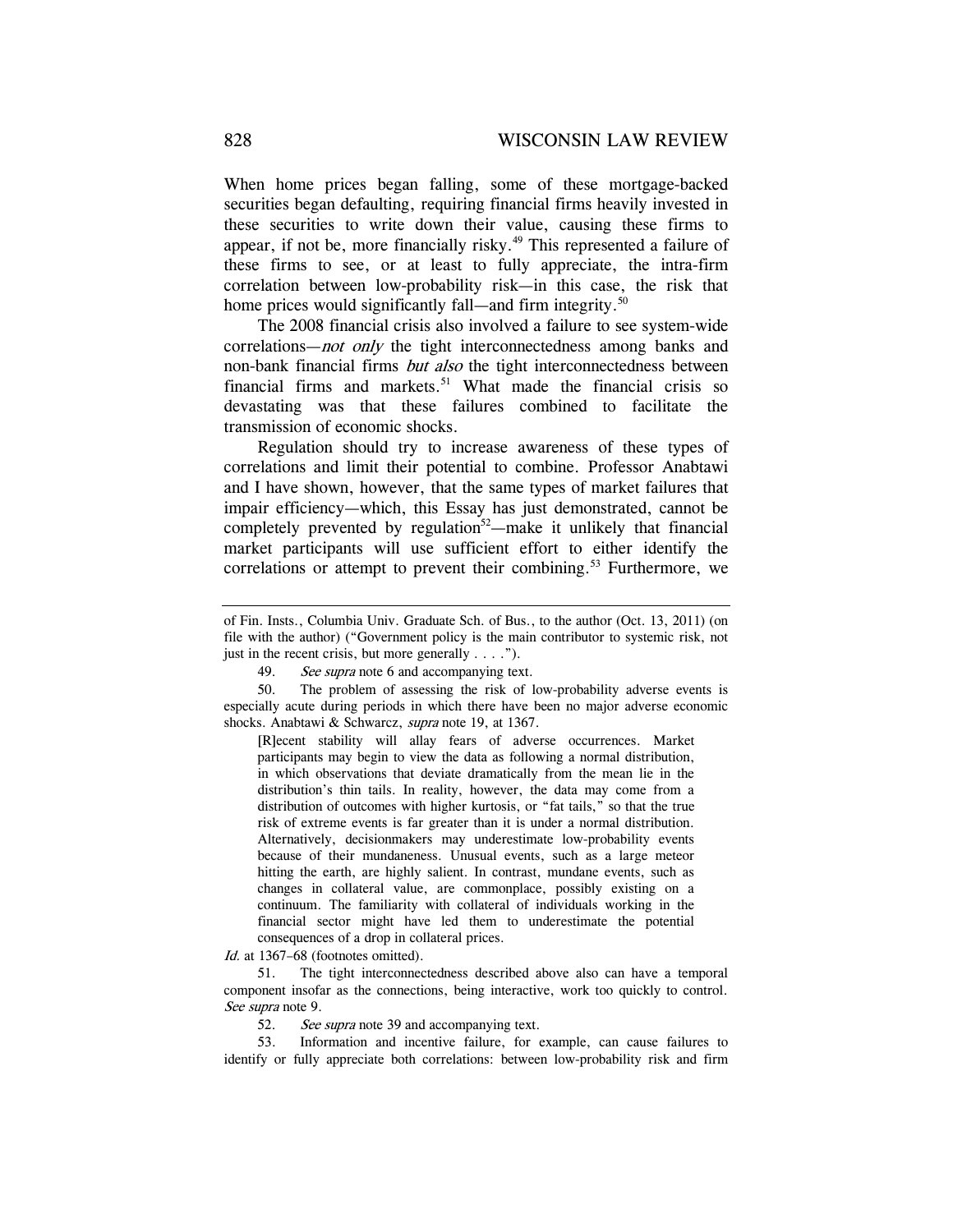When home prices began falling, some of these mortgage-backed securities began defaulting, requiring financial firms heavily invested in these securities to write down their value, causing these firms to appear, if not be, more financially risky.[49] This represented a failure of these firms to see, or at least to fully appreciate, the intra-firm correlation between low-probability risk—in this case, the risk that home prices would significantly fall—and firm integrity.[50]

The 2008 financial crisis also involved a failure to see system-wide correlations—*not only* the tight interconnectedness among banks and non-bank financial firms *but also* the tight interconnectedness between financial firms and markets.[51] What made the financial crisis so devastating was that these failures combined to facilitate the transmission of economic shocks.

Regulation should try to increase awareness of these types of correlations and limit their potential to combine. Professor Anabtawi and I have shown, however, that the same types of market failures that impair efficiency—which, this Essay has just demonstrated, cannot be completely prevented by regulation[52]—make it unlikely that financial market participants will use sufficient effort to either identify the correlations or attempt to prevent their combining.[53] Furthermore, we

---

of Fin. Insts., Columbia Univ. Graduate Sch. of Bus., to the author (Oct. 13, 2011) (on file with the author) ("Government policy is the main contributor to systemic risk, not just in the recent crisis, but more generally . . . .").

49. *See supra* note 6 and accompanying text.

50. The problem of assessing the risk of low-probability adverse events is especially acute during periods in which there have been no major adverse economic shocks. Anabtawi & Schwarcz, *supra* note 19, at 1367.

> [R]ecent stability will allay fears of adverse occurrences. Market participants may begin to view the data as following a normal distribution, in which observations that deviate dramatically from the mean lie in the distribution's thin tails. In reality, however, the data may come from a distribution of outcomes with higher kurtosis, or "fat tails," so that the true risk of extreme events is far greater than it is under a normal distribution. Alternatively, decisionmakers may underestimate low-probability events because of their mundaneness. Unusual events, such as a large meteor hitting the earth, are highly salient. In contrast, mundane events, such as changes in collateral value, are commonplace, possibly existing on a continuum. The familiarity with collateral of individuals working in the financial sector might have led them to underestimate the potential consequences of a drop in collateral prices.

*Id.* at 1367–68 (footnotes omitted).

51. The tight interconnectedness described above also can have a temporal component insofar as the connections, being interactive, work too quickly to control. *See supra* note 9.

52. *See supra* note 39 and accompanying text.

53. Information and incentive failure, for example, can cause failures to identify or fully appreciate both correlations: between low-probability risk and firm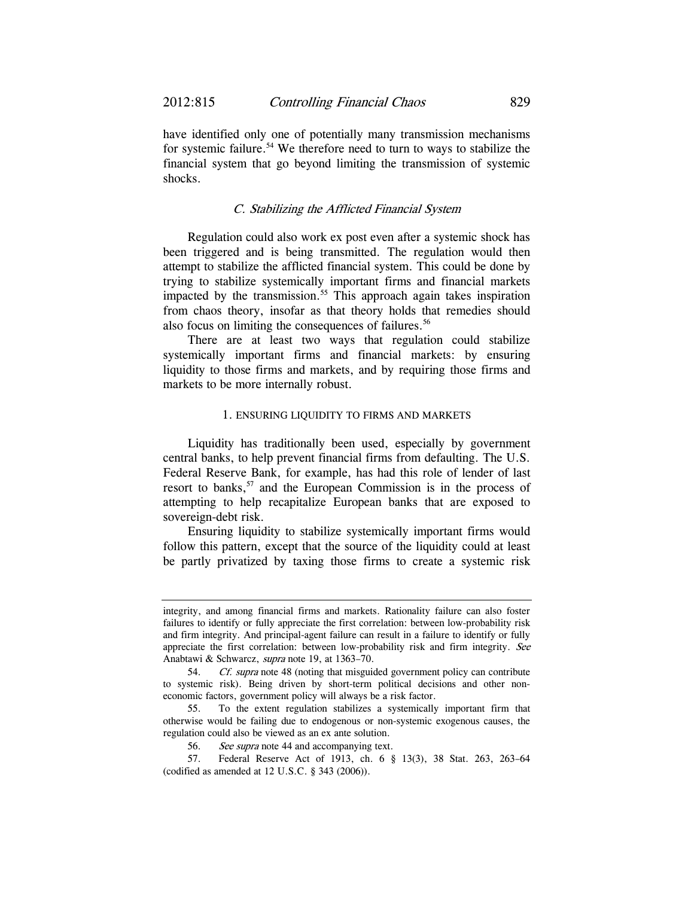have identified only one of potentially many transmission mechanisms for systemic failure.[54] We therefore need to turn to ways to stabilize the financial system that go beyond limiting the transmission of systemic shocks.

### *C. Stabilizing the Afflicted Financial System*

Regulation could also work ex post even after a systemic shock has been triggered and is being transmitted. The regulation would then attempt to stabilize the afflicted financial system. This could be done by trying to stabilize systemically important firms and financial markets impacted by the transmission.[55] This approach again takes inspiration from chaos theory, insofar as that theory holds that remedies should also focus on limiting the consequences of failures.[56]

There are at least two ways that regulation could stabilize systemically important firms and financial markets: by ensuring liquidity to those firms and markets, and by requiring those firms and markets to be more internally robust.

#### 1. ENSURING LIQUIDITY TO FIRMS AND MARKETS

Liquidity has traditionally been used, especially by government central banks, to help prevent financial firms from defaulting. The U.S. Federal Reserve Bank, for example, has had this role of lender of last resort to banks,[57] and the European Commission is in the process of attempting to help recapitalize European banks that are exposed to sovereign-debt risk.

Ensuring liquidity to stabilize systemically important firms would follow this pattern, except that the source of the liquidity could at least be partly privatized by taxing those firms to create a systemic risk

---

integrity, and among financial firms and markets. Rationality failure can also foster failures to identify or fully appreciate the first correlation: between low-probability risk and firm integrity. And principal-agent failure can result in a failure to identify or fully appreciate the first correlation: between low-probability risk and firm integrity. *See* Anabtawi & Schwarcz, *supra* note 19, at 1363–70.

54. *Cf. supra* note 48 (noting that misguided government policy can contribute to systemic risk). Being driven by short-term political decisions and other non-economic factors, government policy will always be a risk factor.

55. To the extent regulation stabilizes a systemically important firm that otherwise would be failing due to endogenous or non-systemic exogenous causes, the regulation could also be viewed as an ex ante solution.

56. *See supra* note 44 and accompanying text.

57. Federal Reserve Act of 1913, ch. 6 § 13(3), 38 Stat. 263, 263–64 (codified as amended at 12 U.S.C. § 343 (2006)).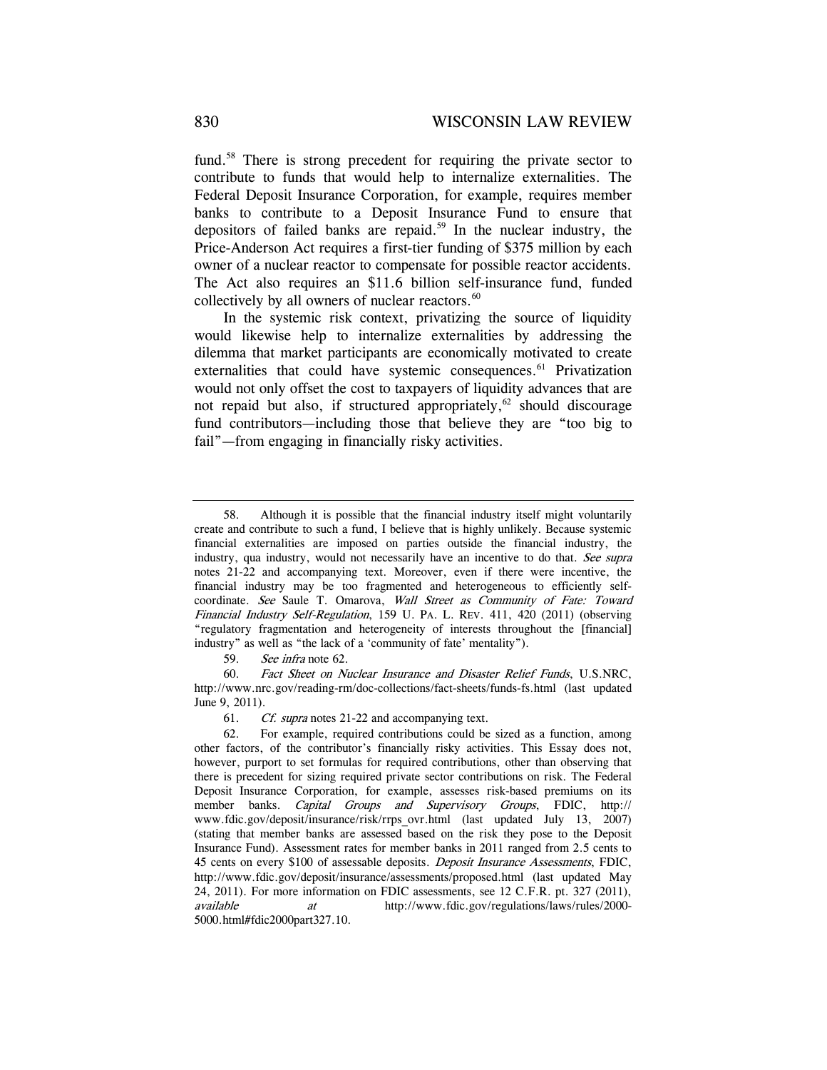fund.[58] There is strong precedent for requiring the private sector to contribute to funds that would help to internalize externalities. The Federal Deposit Insurance Corporation, for example, requires member banks to contribute to a Deposit Insurance Fund to ensure that depositors of failed banks are repaid.[59] In the nuclear industry, the Price-Anderson Act requires a first-tier funding of $375 million by each owner of a nuclear reactor to compensate for possible reactor accidents. The Act also requires an $11.6 billion self-insurance fund, funded collectively by all owners of nuclear reactors.[60]

In the systemic risk context, privatizing the source of liquidity would likewise help to internalize externalities by addressing the dilemma that market participants are economically motivated to create externalities that could have systemic consequences.[61] Privatization would not only offset the cost to taxpayers of liquidity advances that are not repaid but also, if structured appropriately,[62] should discourage fund contributors—including those that believe they are "too big to fail"—from engaging in financially risky activities.

---

58. Although it is possible that the financial industry itself might voluntarily create and contribute to such a fund, I believe that is highly unlikely. Because systemic financial externalities are imposed on parties outside the financial industry, the industry, qua industry, would not necessarily have an incentive to do that. *See supra* notes 21-22 and accompanying text. Moreover, even if there were incentive, the financial industry may be too fragmented and heterogeneous to efficiently self-coordinate. *See* Saule T. Omarova, *Wall Street as Community of Fate: Toward Financial Industry Self-Regulation*, 159 U. PA. L. REV. 411, 420 (2011) (observing "regulatory fragmentation and heterogeneity of interests throughout the [financial] industry" as well as "the lack of a 'community of fate' mentality").

59. *See infra* note 62.

60. *Fact Sheet on Nuclear Insurance and Disaster Relief Funds*, U.S.NRC, http://www.nrc.gov/reading-rm/doc-collections/fact-sheets/funds-fs.html (last updated June 9, 2011).

61. *Cf. supra* notes 21-22 and accompanying text.

62. For example, required contributions could be sized as a function, among other factors, of the contributor's financially risky activities. This Essay does not, however, purport to set formulas for required contributions, other than observing that there is precedent for sizing required private sector contributions on risk. The Federal Deposit Insurance Corporation, for example, assesses risk-based premiums on its member banks. *Capital Groups and Supervisory Groups*, FDIC, http://www.fdic.gov/deposit/insurance/risk/rrps_ovr.html (last updated July 13, 2007) (stating that member banks are assessed based on the risk they pose to the Deposit Insurance Fund). Assessment rates for member banks in 2011 ranged from 2.5 cents to 45 cents on every $100 of assessable deposits. *Deposit Insurance Assessments*, FDIC, http://www.fdic.gov/deposit/insurance/assessments/proposed.html (last updated May 24, 2011). For more information on FDIC assessments, see 12 C.F.R. pt. 327 (2011), *available at* http://www.fdic.gov/regulations/laws/rules/2000-5000.html#fdic2000part327.10.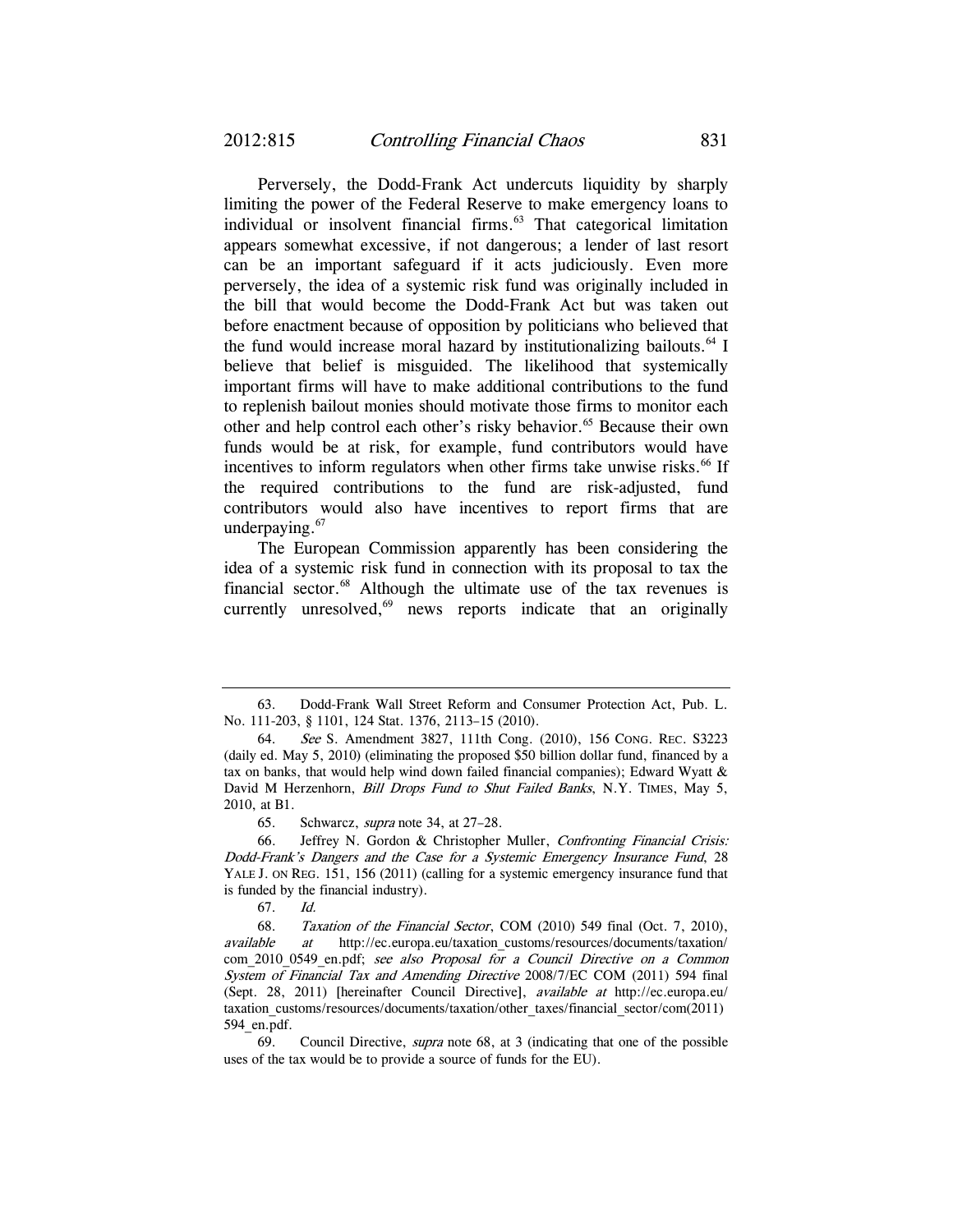Perversely, the Dodd-Frank Act undercuts liquidity by sharply limiting the power of the Federal Reserve to make emergency loans to individual or insolvent financial firms.[63] That categorical limitation appears somewhat excessive, if not dangerous; a lender of last resort can be an important safeguard if it acts judiciously. Even more perversely, the idea of a systemic risk fund was originally included in the bill that would become the Dodd-Frank Act but was taken out before enactment because of opposition by politicians who believed that the fund would increase moral hazard by institutionalizing bailouts.[64] I believe that belief is misguided. The likelihood that systemically important firms will have to make additional contributions to the fund to replenish bailout monies should motivate those firms to monitor each other and help control each other's risky behavior.[65] Because their own funds would be at risk, for example, fund contributors would have incentives to inform regulators when other firms take unwise risks.[66] If the required contributions to the fund are risk-adjusted, fund contributors would also have incentives to report firms that are underpaying.[67]

The European Commission apparently has been considering the idea of a systemic risk fund in connection with its proposal to tax the financial sector.[68] Although the ultimate use of the tax revenues is currently unresolved,[69] news reports indicate that an originally

---

63. Dodd-Frank Wall Street Reform and Consumer Protection Act, Pub. L. No. 111-203, § 1101, 124 Stat. 1376, 2113–15 (2010).

64. *See* S. Amendment 3827, 111th Cong. (2010), 156 CONG. REC. S3223 (daily ed. May 5, 2010) (eliminating the proposed $50 billion dollar fund, financed by a tax on banks, that would help wind down failed financial companies); Edward Wyatt & David M Herzenhorn, *Bill Drops Fund to Shut Failed Banks*, N.Y. TIMES, May 5, 2010, at B1.

65. Schwarcz, *supra* note 34, at 27–28.

66. Jeffrey N. Gordon & Christopher Muller, *Confronting Financial Crisis: Dodd-Frank's Dangers and the Case for a Systemic Emergency Insurance Fund*, 28 YALE J. ON REG. 151, 156 (2011) (calling for a systemic emergency insurance fund that is funded by the financial industry).

67. *Id.*

68. *Taxation of the Financial Sector*, COM (2010) 549 final (Oct. 7, 2010), *available at* http://ec.europa.eu/taxation_customs/resources/documents/taxation/com_2010_0549_en.pdf; *see also Proposal for a Council Directive on a Common System of Financial Tax and Amending Directive* 2008/7/EC COM (2011) 594 final (Sept. 28, 2011) [hereinafter Council Directive], *available at* http://ec.europa.eu/taxation_customs/resources/documents/taxation/other_taxes/financial_sector/com(2011)594_en.pdf.

69. Council Directive, *supra* note 68, at 3 (indicating that one of the possible uses of the tax would be to provide a source of funds for the EU).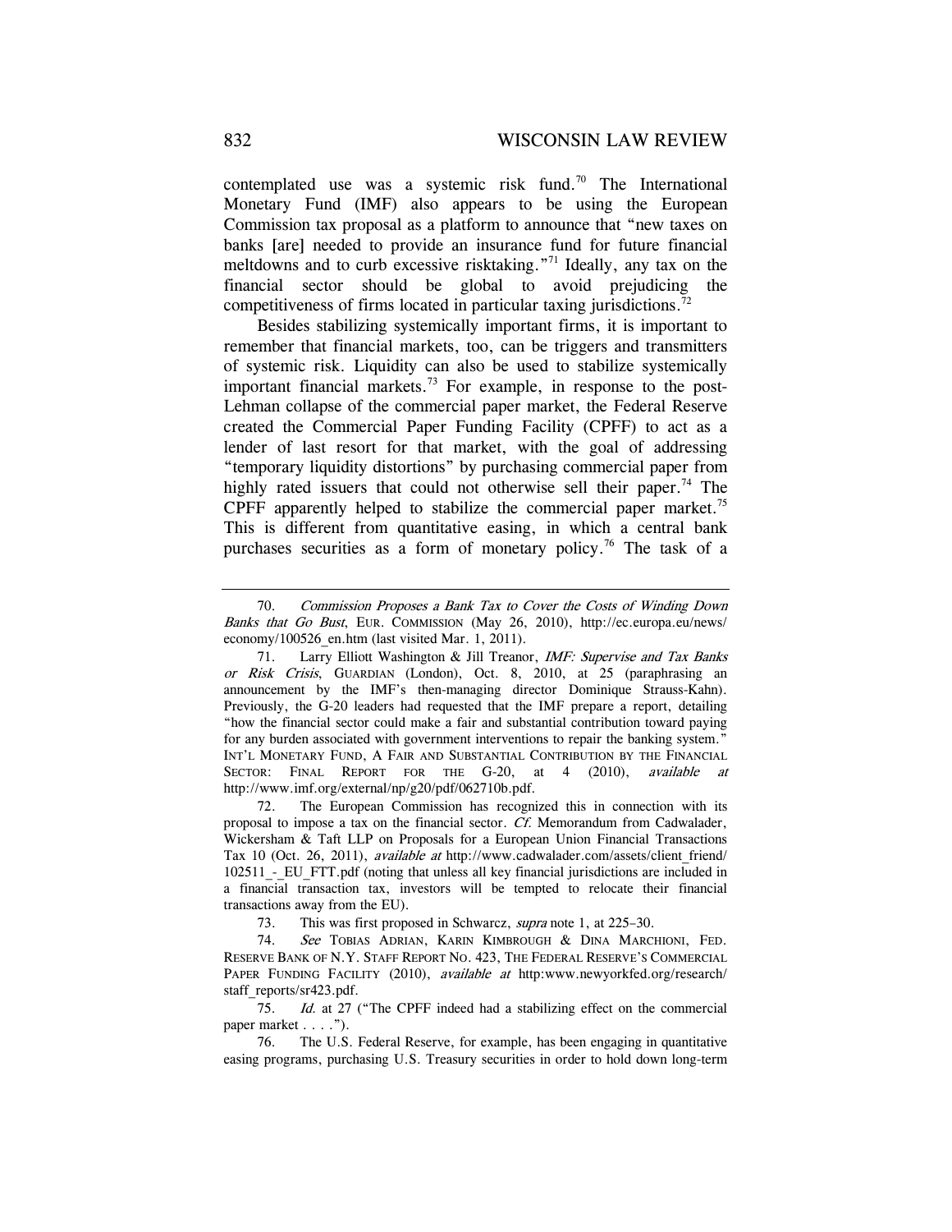contemplated use was a systemic risk fund.[70] The International Monetary Fund (IMF) also appears to be using the European Commission tax proposal as a platform to announce that "new taxes on banks [are] needed to provide an insurance fund for future financial meltdowns and to curb excessive risktaking."[71] Ideally, any tax on the financial sector should be global to avoid prejudicing the competitiveness of firms located in particular taxing jurisdictions.[72]

Besides stabilizing systemically important firms, it is important to remember that financial markets, too, can be triggers and transmitters of systemic risk. Liquidity can also be used to stabilize systemically important financial markets.[73] For example, in response to the post-Lehman collapse of the commercial paper market, the Federal Reserve created the Commercial Paper Funding Facility (CPFF) to act as a lender of last resort for that market, with the goal of addressing "temporary liquidity distortions" by purchasing commercial paper from highly rated issuers that could not otherwise sell their paper.[74] The CPFF apparently helped to stabilize the commercial paper market.[75] This is different from quantitative easing, in which a central bank purchases securities as a form of monetary policy.[76] The task of a

---

70. *Commission Proposes a Bank Tax to Cover the Costs of Winding Down Banks that Go Bust*, EUR. COMMISSION (May 26, 2010), http://ec.europa.eu/news/economy/100526_en.htm (last visited Mar. 1, 2011).

71. Larry Elliott Washington & Jill Treanor, *IMF: Supervise and Tax Banks or Risk Crisis*, GUARDIAN (London), Oct. 8, 2010, at 25 (paraphrasing an announcement by the IMF's then-managing director Dominique Strauss-Kahn). Previously, the G-20 leaders had requested that the IMF prepare a report, detailing "how the financial sector could make a fair and substantial contribution toward paying for any burden associated with government interventions to repair the banking system." INT'L MONETARY FUND, A FAIR AND SUBSTANTIAL CONTRIBUTION BY THE FINANCIAL SECTOR: FINAL REPORT FOR THE G-20, at 4 (2010), *available at* http://www.imf.org/external/np/g20/pdf/062710b.pdf.

72. The European Commission has recognized this in connection with its proposal to impose a tax on the financial sector. *Cf.* Memorandum from Cadwalader, Wickersham & Taft LLP on Proposals for a European Union Financial Transactions Tax 10 (Oct. 26, 2011), *available at* http://www.cadwalader.com/assets/client_friend/102511_-_EU_FTT.pdf (noting that unless all key financial jurisdictions are included in a financial transaction tax, investors will be tempted to relocate their financial transactions away from the EU).

73. This was first proposed in Schwarcz, *supra* note 1, at 225–30.

74. *See* TOBIAS ADRIAN, KARIN KIMBROUGH & DINA MARCHIONI, FED. RESERVE BANK OF N.Y. STAFF REPORT NO. 423, THE FEDERAL RESERVE'S COMMERCIAL PAPER FUNDING FACILITY (2010), *available at* http:www.newyorkfed.org/research/staff_reports/sr423.pdf.

75. *Id.* at 27 ("The CPFF indeed had a stabilizing effect on the commercial paper market . . . .").

76. The U.S. Federal Reserve, for example, has been engaging in quantitative easing programs, purchasing U.S. Treasury securities in order to hold down long-term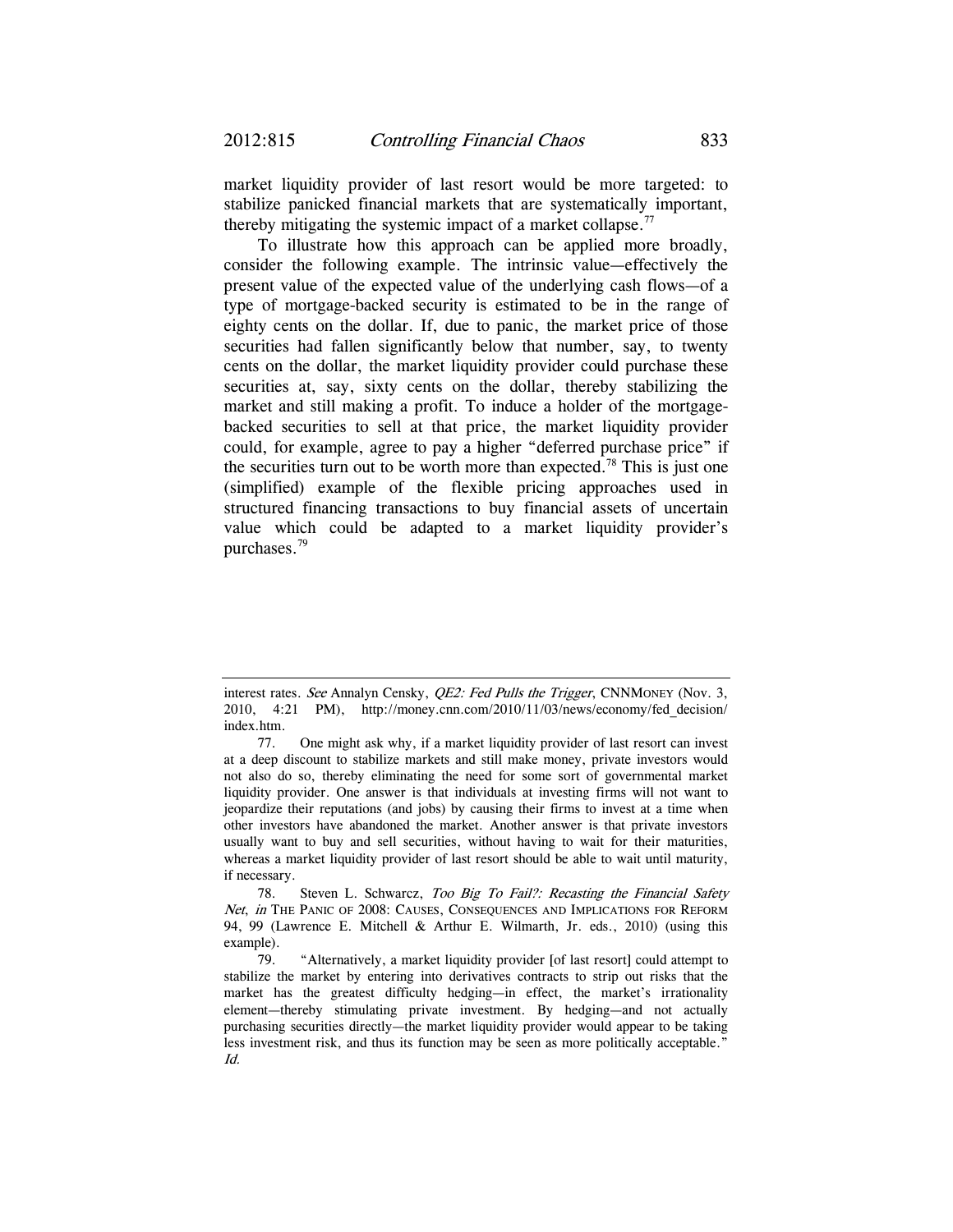market liquidity provider of last resort would be more targeted: to stabilize panicked financial markets that are systematically important, thereby mitigating the systemic impact of a market collapse.[77]

To illustrate how this approach can be applied more broadly, consider the following example. The intrinsic value—effectively the present value of the expected value of the underlying cash flows—of a type of mortgage-backed security is estimated to be in the range of eighty cents on the dollar. If, due to panic, the market price of those securities had fallen significantly below that number, say, to twenty cents on the dollar, the market liquidity provider could purchase these securities at, say, sixty cents on the dollar, thereby stabilizing the market and still making a profit. To induce a holder of the mortgage-backed securities to sell at that price, the market liquidity provider could, for example, agree to pay a higher "deferred purchase price" if the securities turn out to be worth more than expected.[78] This is just one (simplified) example of the flexible pricing approaches used in structured financing transactions to buy financial assets of uncertain value which could be adapted to a market liquidity provider's purchases.[79]

---

interest rates. *See* Annalyn Censky, *QE2: Fed Pulls the Trigger*, CNNMONEY (Nov. 3, 2010, 4:21 PM), http://money.cnn.com/2010/11/03/news/economy/fed_decision/index.htm.

77. One might ask why, if a market liquidity provider of last resort can invest at a deep discount to stabilize markets and still make money, private investors would not also do so, thereby eliminating the need for some sort of governmental market liquidity provider. One answer is that individuals at investing firms will not want to jeopardize their reputations (and jobs) by causing their firms to invest at a time when other investors have abandoned the market. Another answer is that private investors usually want to buy and sell securities, without having to wait for their maturities, whereas a market liquidity provider of last resort should be able to wait until maturity, if necessary.

78. Steven L. Schwarcz, *Too Big To Fail?: Recasting the Financial Safety Net*, *in* THE PANIC OF 2008: CAUSES, CONSEQUENCES AND IMPLICATIONS FOR REFORM 94, 99 (Lawrence E. Mitchell & Arthur E. Wilmarth, Jr. eds., 2010) (using this example).

79. "Alternatively, a market liquidity provider [of last resort] could attempt to stabilize the market by entering into derivatives contracts to strip out risks that the market has the greatest difficulty hedging—in effect, the market's irrationality element—thereby stimulating private investment. By hedging—and not actually purchasing securities directly—the market liquidity provider would appear to be taking less investment risk, and thus its function may be seen as more politically acceptable." *Id.*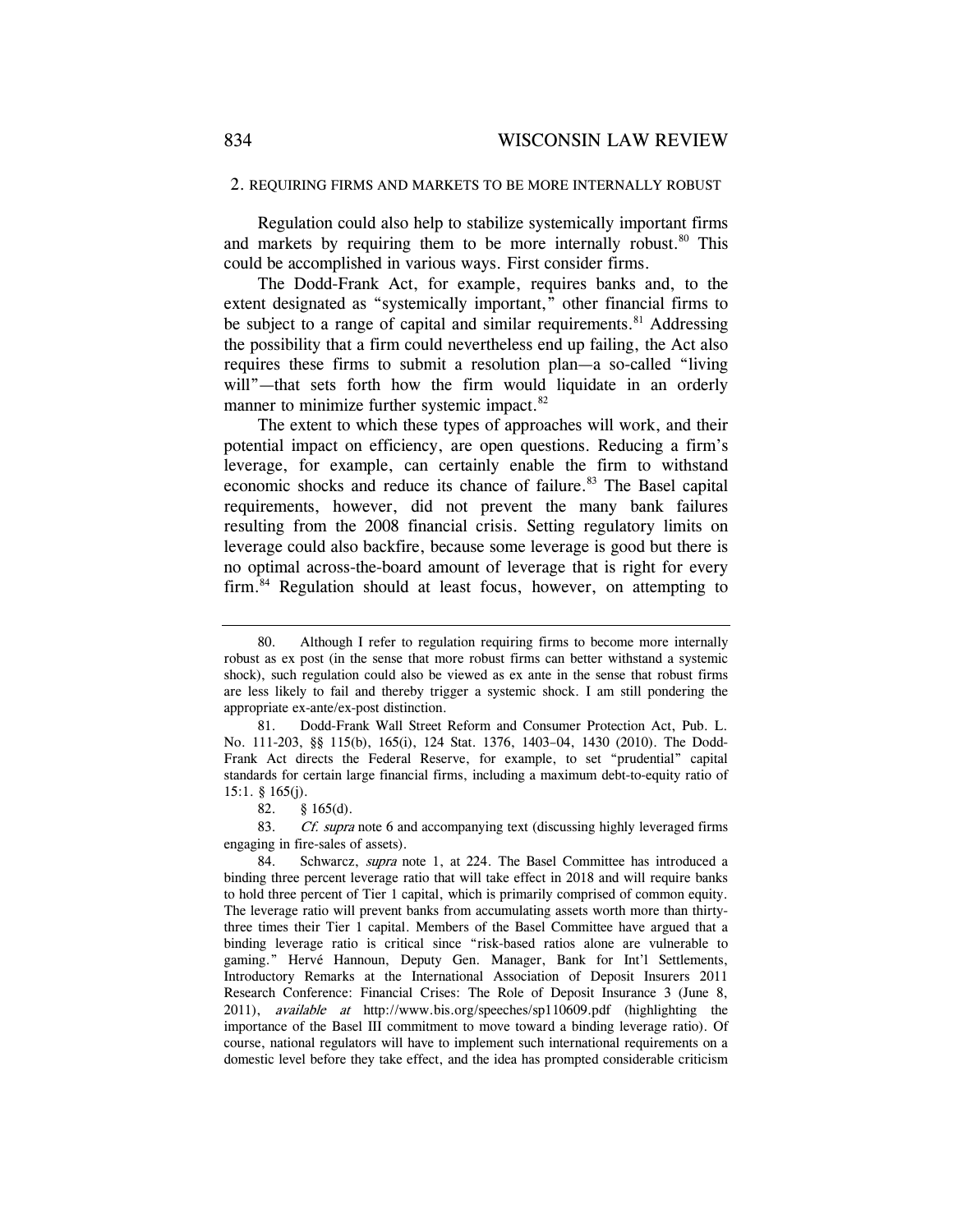### 2. REQUIRING FIRMS AND MARKETS TO BE MORE INTERNALLY ROBUST

Regulation could also help to stabilize systemically important firms and markets by requiring them to be more internally robust.[80] This could be accomplished in various ways. First consider firms.

The Dodd-Frank Act, for example, requires banks and, to the extent designated as "systemically important," other financial firms to be subject to a range of capital and similar requirements.[81] Addressing the possibility that a firm could nevertheless end up failing, the Act also requires these firms to submit a resolution plan—a so-called "living will"—that sets forth how the firm would liquidate in an orderly manner to minimize further systemic impact.[82]

The extent to which these types of approaches will work, and their potential impact on efficiency, are open questions. Reducing a firm's leverage, for example, can certainly enable the firm to withstand economic shocks and reduce its chance of failure.[83] The Basel capital requirements, however, did not prevent the many bank failures resulting from the 2008 financial crisis. Setting regulatory limits on leverage could also backfire, because some leverage is good but there is no optimal across-the-board amount of leverage that is right for every firm.[84] Regulation should at least focus, however, on attempting to

---

80. Although I refer to regulation requiring firms to become more internally robust as ex post (in the sense that more robust firms can better withstand a systemic shock), such regulation could also be viewed as ex ante in the sense that robust firms are less likely to fail and thereby trigger a systemic shock. I am still pondering the appropriate ex-ante/ex-post distinction.

81. Dodd-Frank Wall Street Reform and Consumer Protection Act, Pub. L. No. 111-203, §§ 115(b), 165(i), 124 Stat. 1376, 1403–04, 1430 (2010). The Dodd-Frank Act directs the Federal Reserve, for example, to set "prudential" capital standards for certain large financial firms, including a maximum debt-to-equity ratio of 15:1. § 165(j).

82. § 165(d).

83. *Cf. supra* note 6 and accompanying text (discussing highly leveraged firms engaging in fire-sales of assets).

84. Schwarcz, *supra* note 1, at 224. The Basel Committee has introduced a binding three percent leverage ratio that will take effect in 2018 and will require banks to hold three percent of Tier 1 capital, which is primarily comprised of common equity. The leverage ratio will prevent banks from accumulating assets worth more than thirty-three times their Tier 1 capital. Members of the Basel Committee have argued that a binding leverage ratio is critical since "risk-based ratios alone are vulnerable to gaming." Hervé Hannoun, Deputy Gen. Manager, Bank for Int'l Settlements, Introductory Remarks at the International Association of Deposit Insurers 2011 Research Conference: Financial Crises: The Role of Deposit Insurance 3 (June 8, 2011), *available at* http://www.bis.org/speeches/sp110609.pdf (highlighting the importance of the Basel III commitment to move toward a binding leverage ratio). Of course, national regulators will have to implement such international requirements on a domestic level before they take effect, and the idea has prompted considerable criticism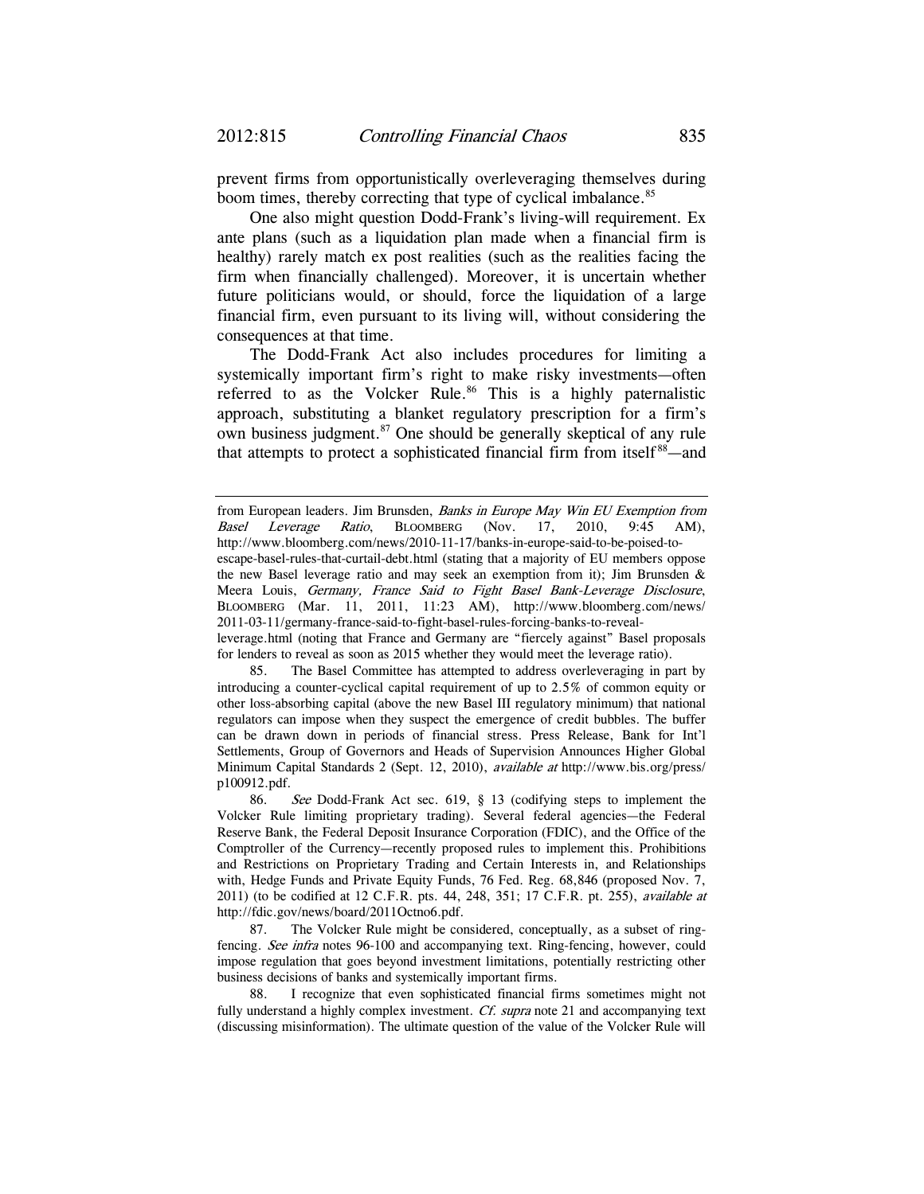prevent firms from opportunistically overleveraging themselves during boom times, thereby correcting that type of cyclical imbalance.[85]

One also might question Dodd-Frank's living-will requirement. Ex ante plans (such as a liquidation plan made when a financial firm is healthy) rarely match ex post realities (such as the realities facing the firm when financially challenged). Moreover, it is uncertain whether future politicians would, or should, force the liquidation of a large financial firm, even pursuant to its living will, without considering the consequences at that time.

The Dodd-Frank Act also includes procedures for limiting a systemically important firm's right to make risky investments—often referred to as the Volcker Rule.[86] This is a highly paternalistic approach, substituting a blanket regulatory prescription for a firm's own business judgment.[87] One should be generally skeptical of any rule that attempts to protect a sophisticated financial firm from itself[88]—and

---

from European leaders. Jim Brunsden, *Banks in Europe May Win EU Exemption from Basel Leverage Ratio*, BLOOMBERG (Nov. 17, 2010, 9:45 AM), http://www.bloomberg.com/news/2010-11-17/banks-in-europe-said-to-be-poised-to-escape-basel-rules-that-curtail-debt.html (stating that a majority of EU members oppose the new Basel leverage ratio and may seek an exemption from it); Jim Brunsden & Meera Louis, *Germany, France Said to Fight Basel Bank-Leverage Disclosure*, BLOOMBERG (Mar. 11, 2011, 11:23 AM), http://www.bloomberg.com/news/2011-03-11/germany-france-said-to-fight-basel-rules-forcing-banks-to-reveal-leverage.html (noting that France and Germany are "fiercely against" Basel proposals for lenders to reveal as soon as 2015 whether they would meet the leverage ratio).

85. The Basel Committee has attempted to address overleveraging in part by introducing a counter-cyclical capital requirement of up to 2.5% of common equity or other loss-absorbing capital (above the new Basel III regulatory minimum) that national regulators can impose when they suspect the emergence of credit bubbles. The buffer can be drawn down in periods of financial stress. Press Release, Bank for Int'l Settlements, Group of Governors and Heads of Supervision Announces Higher Global Minimum Capital Standards 2 (Sept. 12, 2010), *available at* http://www.bis.org/press/p100912.pdf.

86. *See* Dodd-Frank Act sec. 619, § 13 (codifying steps to implement the Volcker Rule limiting proprietary trading). Several federal agencies—the Federal Reserve Bank, the Federal Deposit Insurance Corporation (FDIC), and the Office of the Comptroller of the Currency—recently proposed rules to implement this. Prohibitions and Restrictions on Proprietary Trading and Certain Interests in, and Relationships with, Hedge Funds and Private Equity Funds, 76 Fed. Reg. 68,846 (proposed Nov. 7, 2011) (to be codified at 12 C.F.R. pts. 44, 248, 351; 17 C.F.R. pt. 255), *available at* http://fdic.gov/news/board/2011Octno6.pdf.

87. The Volcker Rule might be considered, conceptually, as a subset of ring-fencing. *See infra* notes 96-100 and accompanying text. Ring-fencing, however, could impose regulation that goes beyond investment limitations, potentially restricting other business decisions of banks and systemically important firms.

88. I recognize that even sophisticated financial firms sometimes might not fully understand a highly complex investment. *Cf. supra* note 21 and accompanying text (discussing misinformation). The ultimate question of the value of the Volcker Rule will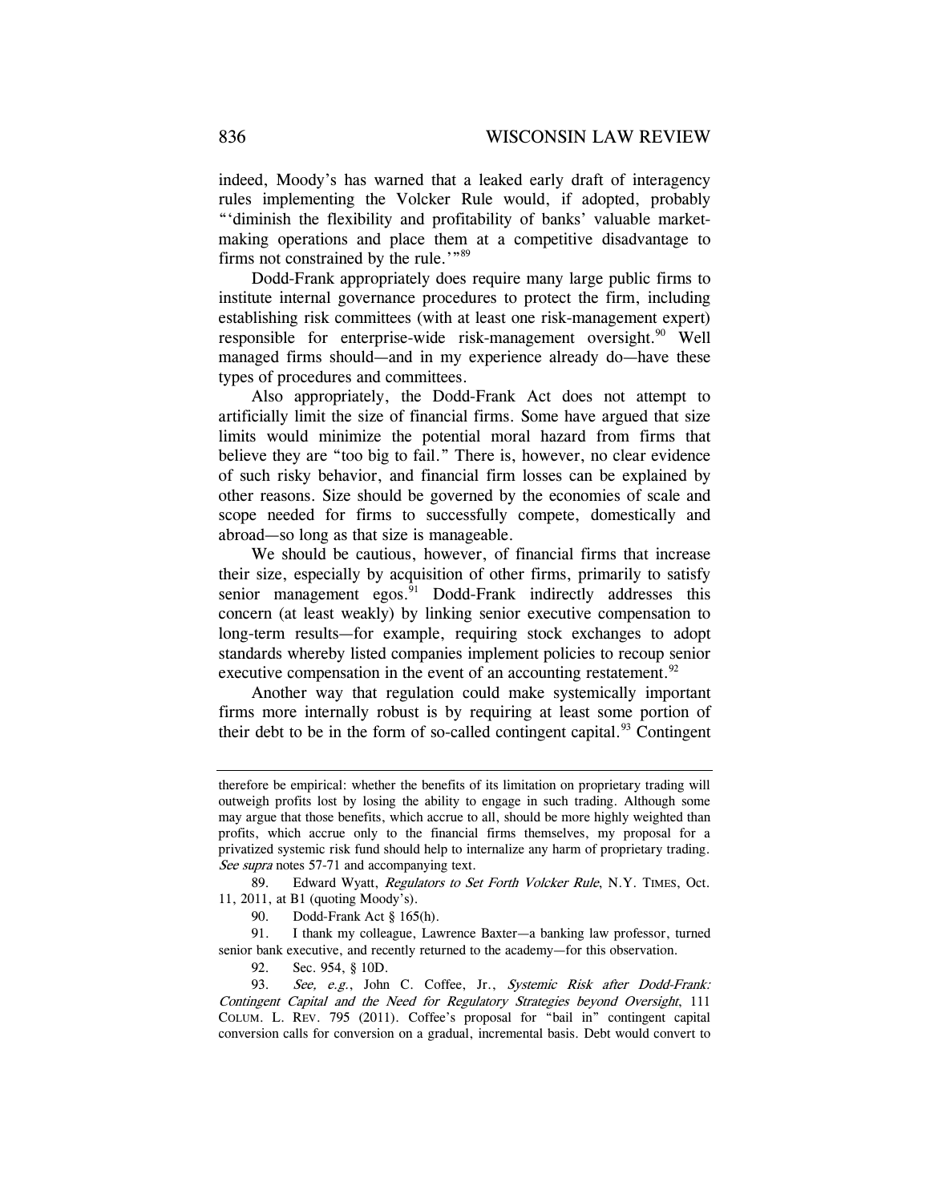indeed, Moody's has warned that a leaked early draft of interagency rules implementing the Volcker Rule would, if adopted, probably "'diminish the flexibility and profitability of banks' valuable market-making operations and place them at a competitive disadvantage to firms not constrained by the rule.'"[89]

Dodd-Frank appropriately does require many large public firms to institute internal governance procedures to protect the firm, including establishing risk committees (with at least one risk-management expert) responsible for enterprise-wide risk-management oversight.[90] Well managed firms should—and in my experience already do—have these types of procedures and committees.

Also appropriately, the Dodd-Frank Act does not attempt to artificially limit the size of financial firms. Some have argued that size limits would minimize the potential moral hazard from firms that believe they are "too big to fail." There is, however, no clear evidence of such risky behavior, and financial firm losses can be explained by other reasons. Size should be governed by the economies of scale and scope needed for firms to successfully compete, domestically and abroad—so long as that size is manageable.

We should be cautious, however, of financial firms that increase their size, especially by acquisition of other firms, primarily to satisfy senior management egos.[91] Dodd-Frank indirectly addresses this concern (at least weakly) by linking senior executive compensation to long-term results—for example, requiring stock exchanges to adopt standards whereby listed companies implement policies to recoup senior executive compensation in the event of an accounting restatement.[92]

Another way that regulation could make systemically important firms more internally robust is by requiring at least some portion of their debt to be in the form of so-called contingent capital.[93] Contingent

---

therefore be empirical: whether the benefits of its limitation on proprietary trading will outweigh profits lost by losing the ability to engage in such trading. Although some may argue that those benefits, which accrue to all, should be more highly weighted than profits, which accrue only to the financial firms themselves, my proposal for a privatized systemic risk fund should help to internalize any harm of proprietary trading. *See supra* notes 57-71 and accompanying text.

89. Edward Wyatt, *Regulators to Set Forth Volcker Rule*, N.Y. TIMES, Oct. 11, 2011, at B1 (quoting Moody's).

90. Dodd-Frank Act § 165(h).

91. I thank my colleague, Lawrence Baxter—a banking law professor, turned senior bank executive, and recently returned to the academy—for this observation.

92. Sec. 954, § 10D.

93. *See, e.g.*, John C. Coffee, Jr., *Systemic Risk after Dodd-Frank: Contingent Capital and the Need for Regulatory Strategies beyond Oversight*, 111 COLUM. L. REV. 795 (2011). Coffee's proposal for "bail in" contingent capital conversion calls for conversion on a gradual, incremental basis. Debt would convert to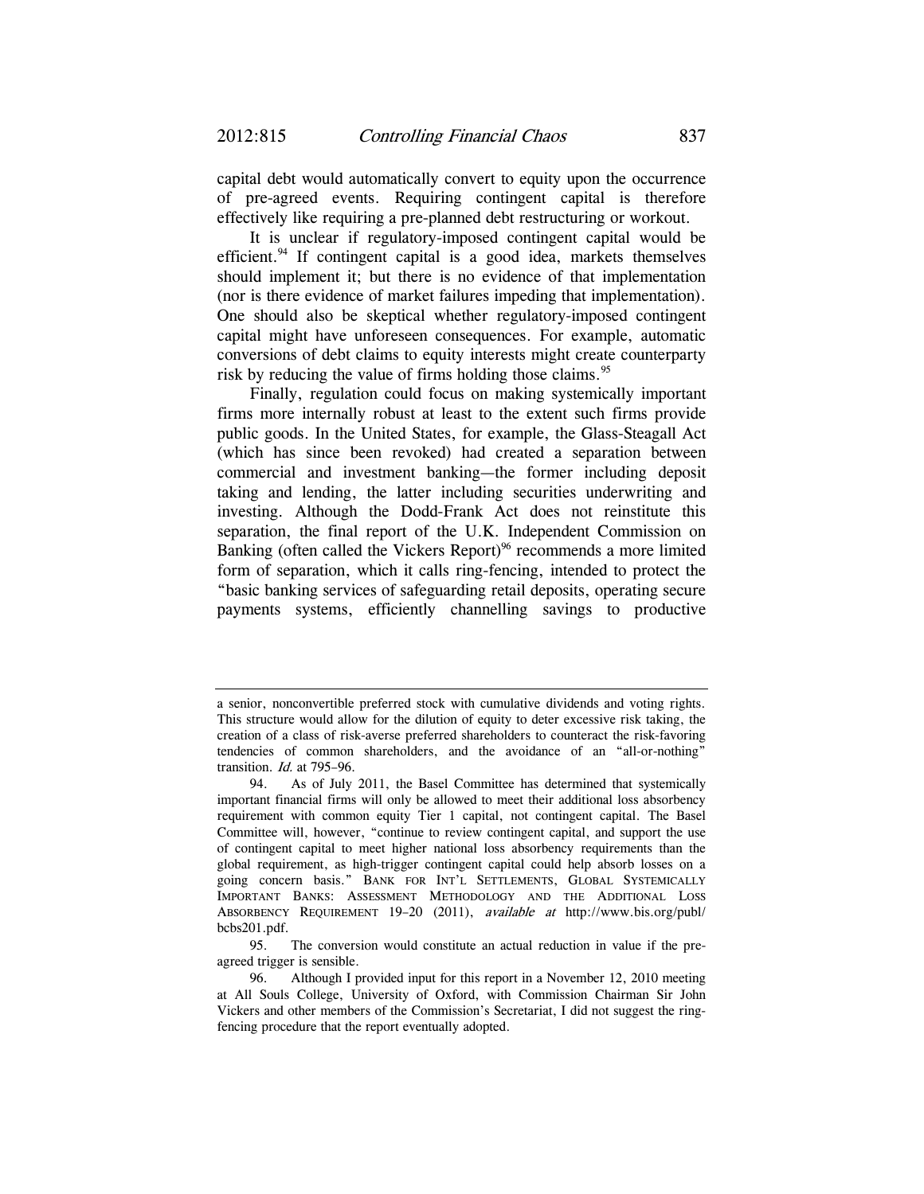capital debt would automatically convert to equity upon the occurrence of pre-agreed events. Requiring contingent capital is therefore effectively like requiring a pre-planned debt restructuring or workout.

It is unclear if regulatory-imposed contingent capital would be efficient.[94] If contingent capital is a good idea, markets themselves should implement it; but there is no evidence of that implementation (nor is there evidence of market failures impeding that implementation). One should also be skeptical whether regulatory-imposed contingent capital might have unforeseen consequences. For example, automatic conversions of debt claims to equity interests might create counterparty risk by reducing the value of firms holding those claims.[95]

Finally, regulation could focus on making systemically important firms more internally robust at least to the extent such firms provide public goods. In the United States, for example, the Glass-Steagall Act (which has since been revoked) had created a separation between commercial and investment banking—the former including deposit taking and lending, the latter including securities underwriting and investing. Although the Dodd-Frank Act does not reinstitute this separation, the final report of the U.K. Independent Commission on Banking (often called the Vickers Report)[96] recommends a more limited form of separation, which it calls ring-fencing, intended to protect the "basic banking services of safeguarding retail deposits, operating secure payments systems, efficiently channelling savings to productive

---

a senior, nonconvertible preferred stock with cumulative dividends and voting rights. This structure would allow for the dilution of equity to deter excessive risk taking, the creation of a class of risk-averse preferred shareholders to counteract the risk-favoring tendencies of common shareholders, and the avoidance of an "all-or-nothing" transition. *Id.* at 795–96.

94. As of July 2011, the Basel Committee has determined that systemically important financial firms will only be allowed to meet their additional loss absorbency requirement with common equity Tier 1 capital, not contingent capital. The Basel Committee will, however, "continue to review contingent capital, and support the use of contingent capital to meet higher national loss absorbency requirements than the global requirement, as high-trigger contingent capital could help absorb losses on a going concern basis." BANK FOR INT'L SETTLEMENTS, GLOBAL SYSTEMICALLY IMPORTANT BANKS: ASSESSMENT METHODOLOGY AND THE ADDITIONAL LOSS ABSORBENCY REQUIREMENT 19–20 (2011), *available at* http://www.bis.org/publ/bcbs201.pdf.

95. The conversion would constitute an actual reduction in value if the pre-agreed trigger is sensible.

96. Although I provided input for this report in a November 12, 2010 meeting at All Souls College, University of Oxford, with Commission Chairman Sir John Vickers and other members of the Commission's Secretariat, I did not suggest the ring-fencing procedure that the report eventually adopted.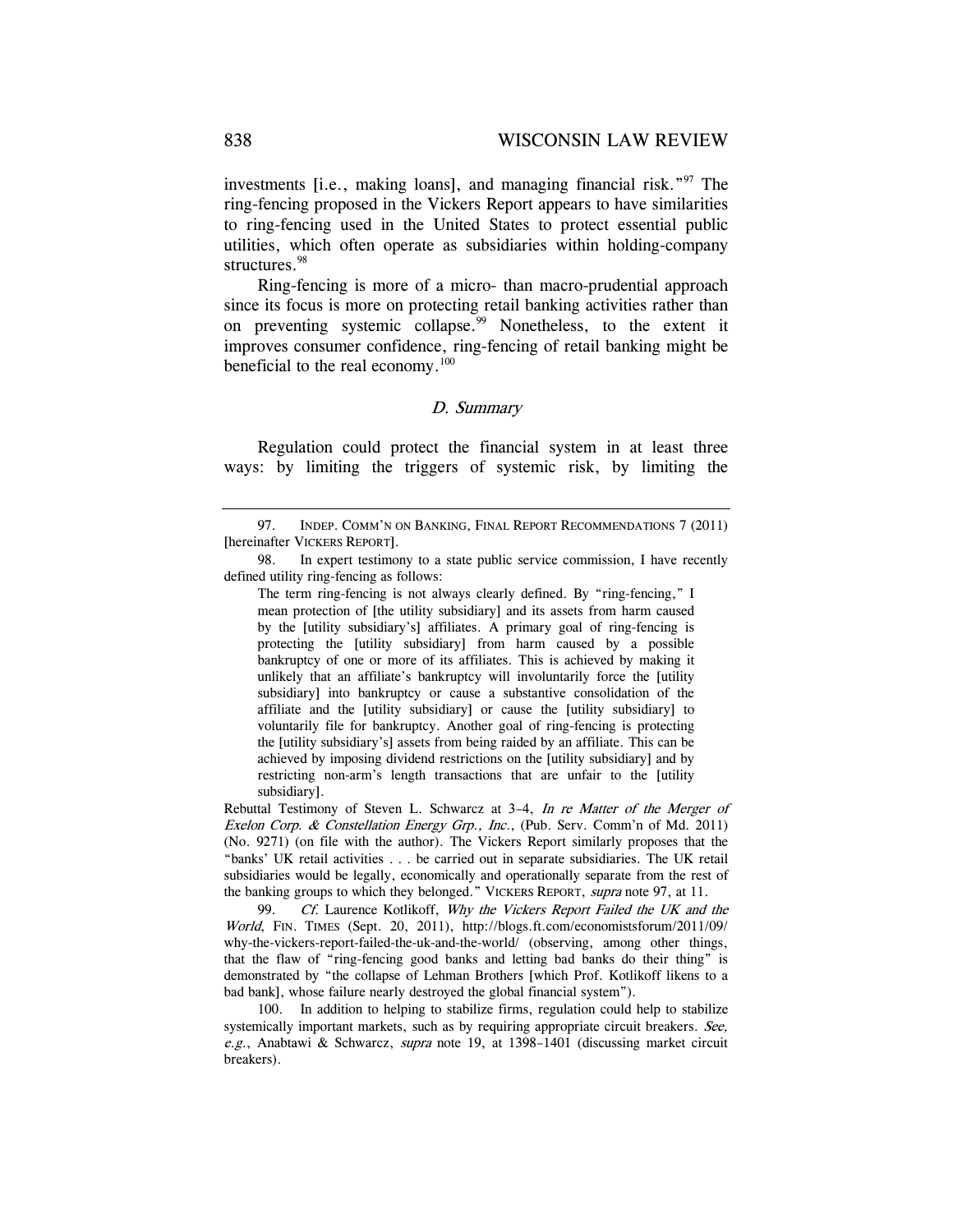investments [i.e., making loans], and managing financial risk."[97] The ring-fencing proposed in the Vickers Report appears to have similarities to ring-fencing used in the United States to protect essential public utilities, which often operate as subsidiaries within holding-company structures.[98]

Ring-fencing is more of a micro- than macro-prudential approach since its focus is more on protecting retail banking activities rather than on preventing systemic collapse.[99] Nonetheless, to the extent it improves consumer confidence, ring-fencing of retail banking might be beneficial to the real economy.[100]

### *D. Summary*

Regulation could protect the financial system in at least three ways: by limiting the triggers of systemic risk, by limiting the

---

97. INDEP. COMM'N ON BANKING, FINAL REPORT RECOMMENDATIONS 7 (2011) [hereinafter VICKERS REPORT].

98. In expert testimony to a state public service commission, I have recently defined utility ring-fencing as follows:

> The term ring-fencing is not always clearly defined. By "ring-fencing," I mean protection of [the utility subsidiary] and its assets from harm caused by the [utility subsidiary's] affiliates. A primary goal of ring-fencing is protecting the [utility subsidiary] from harm caused by a possible bankruptcy of one or more of its affiliates. This is achieved by making it unlikely that an affiliate's bankruptcy will involuntarily force the [utility subsidiary] into bankruptcy or cause a substantive consolidation of the affiliate and the [utility subsidiary] or cause the [utility subsidiary] to voluntarily file for bankruptcy. Another goal of ring-fencing is protecting the [utility subsidiary's] assets from being raided by an affiliate. This can be achieved by imposing dividend restrictions on the [utility subsidiary] and by restricting non-arm's length transactions that are unfair to the [utility subsidiary].

Rebuttal Testimony of Steven L. Schwarcz at 3–4, *In re Matter of the Merger of Exelon Corp. & Constellation Energy Grp., Inc.*, (Pub. Serv. Comm'n of Md. 2011) (No. 9271) (on file with the author). The Vickers Report similarly proposes that the "banks' UK retail activities . . . be carried out in separate subsidiaries. The UK retail subsidiaries would be legally, economically and operationally separate from the rest of the banking groups to which they belonged." VICKERS REPORT, *supra* note 97, at 11.

99. *Cf.* Laurence Kotlikoff, *Why the Vickers Report Failed the UK and the World*, FIN. TIMES (Sept. 20, 2011), http://blogs.ft.com/economistsforum/2011/09/why-the-vickers-report-failed-the-uk-and-the-world/ (observing, among other things, that the flaw of "ring-fencing good banks and letting bad banks do their thing" is demonstrated by "the collapse of Lehman Brothers [which Prof. Kotlikoff likens to a bad bank], whose failure nearly destroyed the global financial system").

100. In addition to helping to stabilize firms, regulation could help to stabilize systemically important markets, such as by requiring appropriate circuit breakers. *See, e.g.*, Anabtawi & Schwarcz, *supra* note 19, at 1398–1401 (discussing market circuit breakers).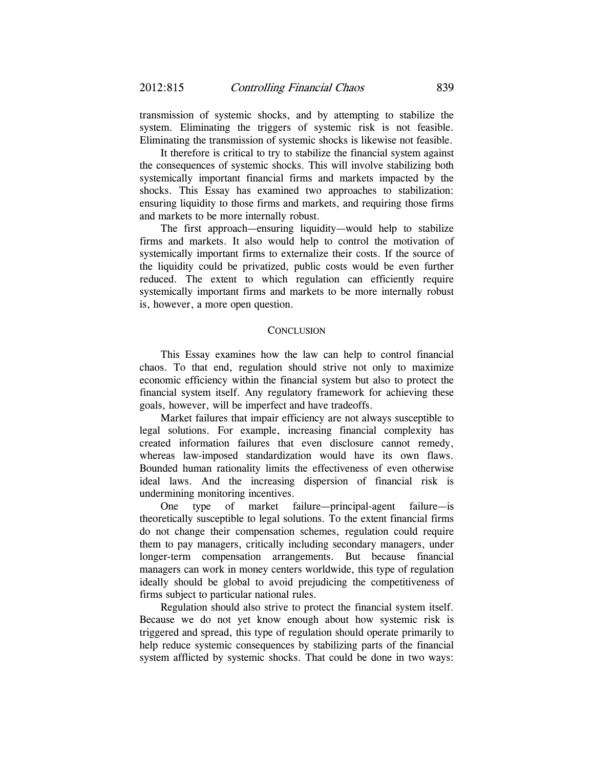transmission of systemic shocks, and by attempting to stabilize the system. Eliminating the triggers of systemic risk is not feasible. Eliminating the transmission of systemic shocks is likewise not feasible.

It therefore is critical to try to stabilize the financial system against the consequences of systemic shocks. This will involve stabilizing both systemically important financial firms and markets impacted by the shocks. This Essay has examined two approaches to stabilization: ensuring liquidity to those firms and markets, and requiring those firms and markets to be more internally robust.

The first approach—ensuring liquidity—would help to stabilize firms and markets. It also would help to control the motivation of systemically important firms to externalize their costs. If the source of the liquidity could be privatized, public costs would be even further reduced. The extent to which regulation can efficiently require systemically important firms and markets to be more internally robust is, however, a more open question.

## CONCLUSION

This Essay examines how the law can help to control financial chaos. To that end, regulation should strive not only to maximize economic efficiency within the financial system but also to protect the financial system itself. Any regulatory framework for achieving these goals, however, will be imperfect and have tradeoffs.

Market failures that impair efficiency are not always susceptible to legal solutions. For example, increasing financial complexity has created information failures that even disclosure cannot remedy, whereas law-imposed standardization would have its own flaws. Bounded human rationality limits the effectiveness of even otherwise ideal laws. And the increasing dispersion of financial risk is undermining monitoring incentives.

One type of market failure—principal-agent failure—is theoretically susceptible to legal solutions. To the extent financial firms do not change their compensation schemes, regulation could require them to pay managers, critically including secondary managers, under longer-term compensation arrangements. But because financial managers can work in money centers worldwide, this type of regulation ideally should be global to avoid prejudicing the competitiveness of firms subject to particular national rules.

Regulation should also strive to protect the financial system itself. Because we do not yet know enough about how systemic risk is triggered and spread, this type of regulation should operate primarily to help reduce systemic consequences by stabilizing parts of the financial system afflicted by systemic shocks. That could be done in two ways: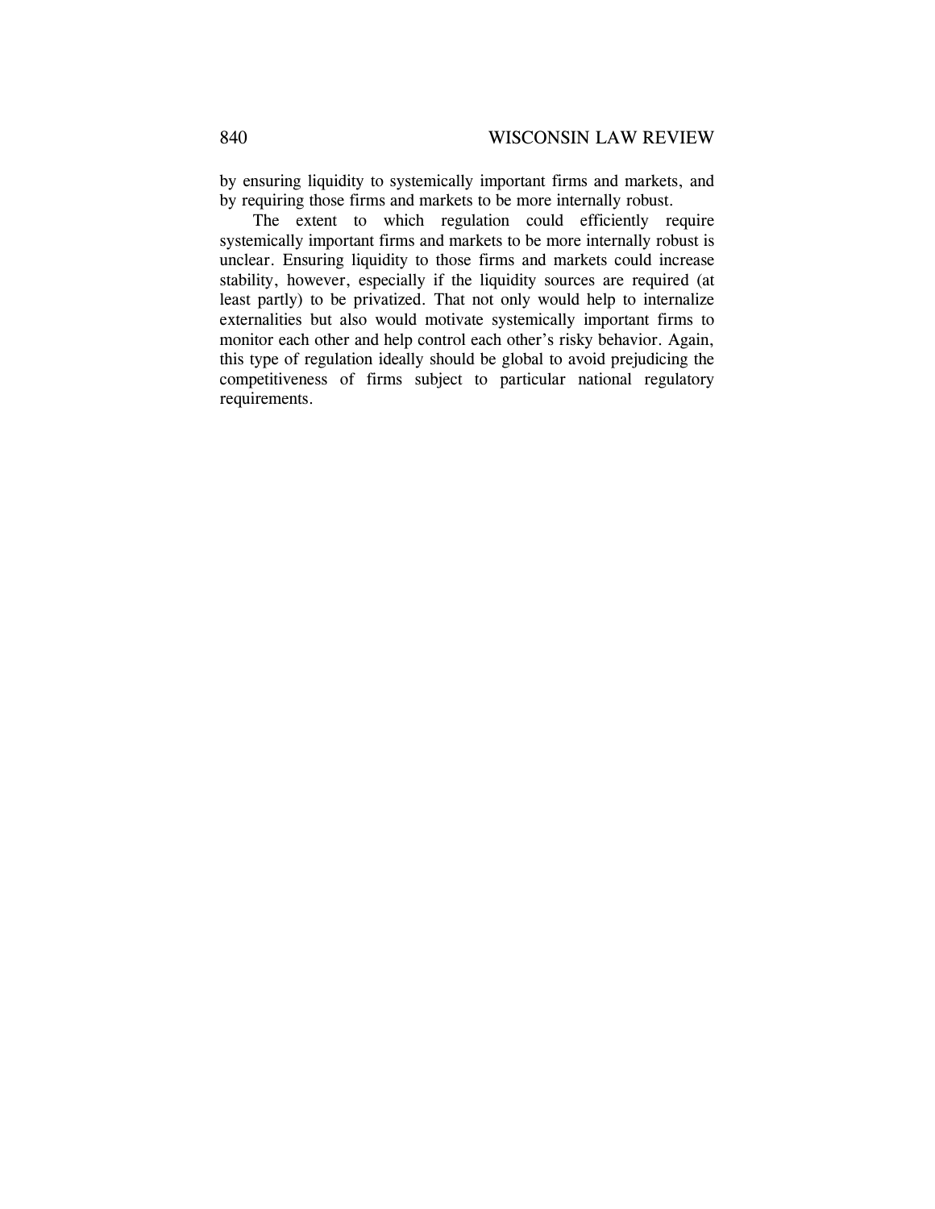by ensuring liquidity to systemically important firms and markets, and by requiring those firms and markets to be more internally robust.

The extent to which regulation could efficiently require systemically important firms and markets to be more internally robust is unclear. Ensuring liquidity to those firms and markets could increase stability, however, especially if the liquidity sources are required (at least partly) to be privatized. That not only would help to internalize externalities but also would motivate systemically important firms to monitor each other and help control each other's risky behavior. Again, this type of regulation ideally should be global to avoid prejudicing the competitiveness of firms subject to particular national regulatory requirements.